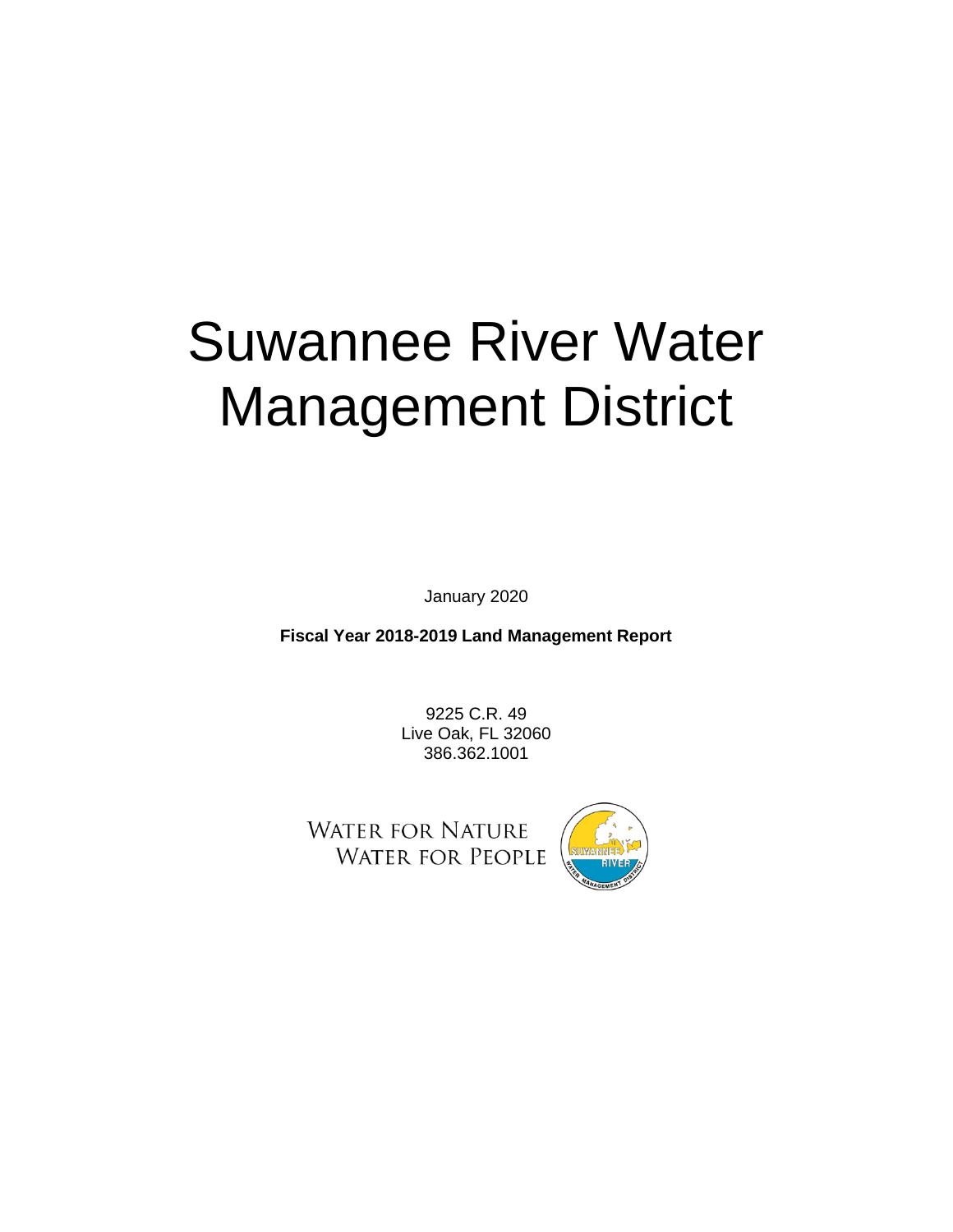# Suwannee River Water Management District

January 2020

**Fiscal Year 2018-2019 Land Management Report**

9225 C.R. 49
Live Oak, FL 32060
386.362.1001

WATER FOR NATURE
WATER FOR PEOPLE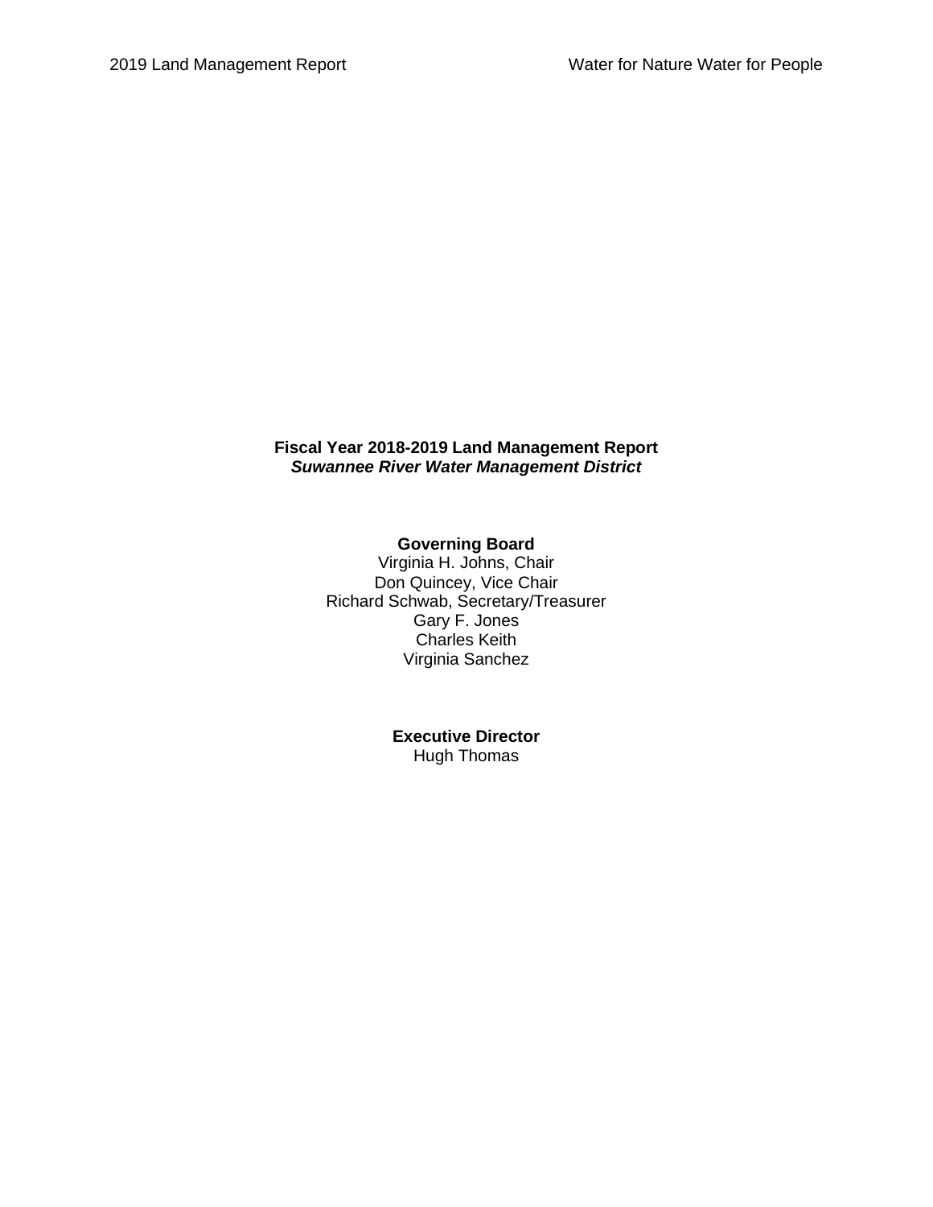**Fiscal Year 2018-2019 Land Management Report**
***Suwannee River Water Management District***

**Governing Board**
Virginia H. Johns, Chair
Don Quincey, Vice Chair
Richard Schwab, Secretary/Treasurer
Gary F. Jones
Charles Keith
Virginia Sanchez

**Executive Director**
Hugh Thomas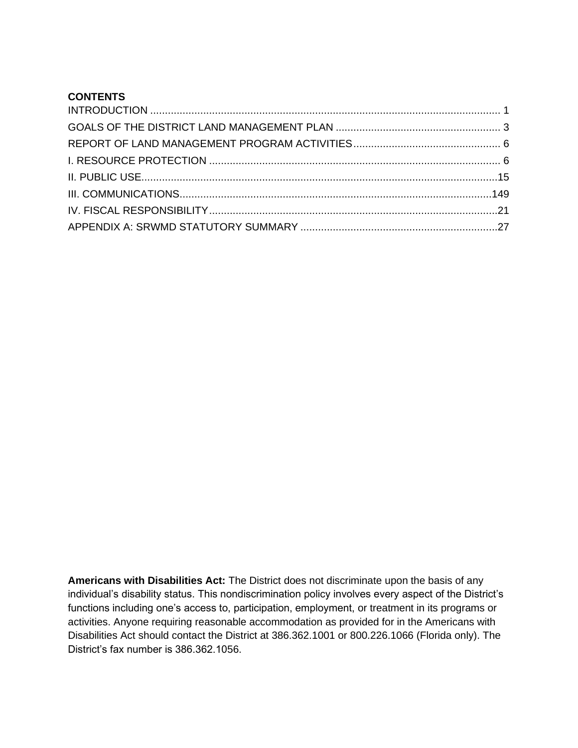**CONTENTS**

INTRODUCTION .......................................................................................................... 1
GOALS OF THE DISTRICT LAND MANAGEMENT PLAN ........................................................ 3
REPORT OF LAND MANAGEMENT PROGRAM ACTIVITIES .................................................. 6
I. RESOURCE PROTECTION ................................................................................................ 6
II. PUBLIC USE.......................................................................................................................15
III. COMMUNICATIONS.........................................................................................................149
IV. FISCAL RESPONSIBILITY.................................................................................................21
APPENDIX A: SRWMD STATUTORY SUMMARY ..................................................................27

**Americans with Disabilities Act:** The District does not discriminate upon the basis of any individual's disability status. This nondiscrimination policy involves every aspect of the District's functions including one's access to, participation, employment, or treatment in its programs or activities. Anyone requiring reasonable accommodation as provided for in the Americans with Disabilities Act should contact the District at 386.362.1001 or 800.226.1066 (Florida only). The District's fax number is 386.362.1056.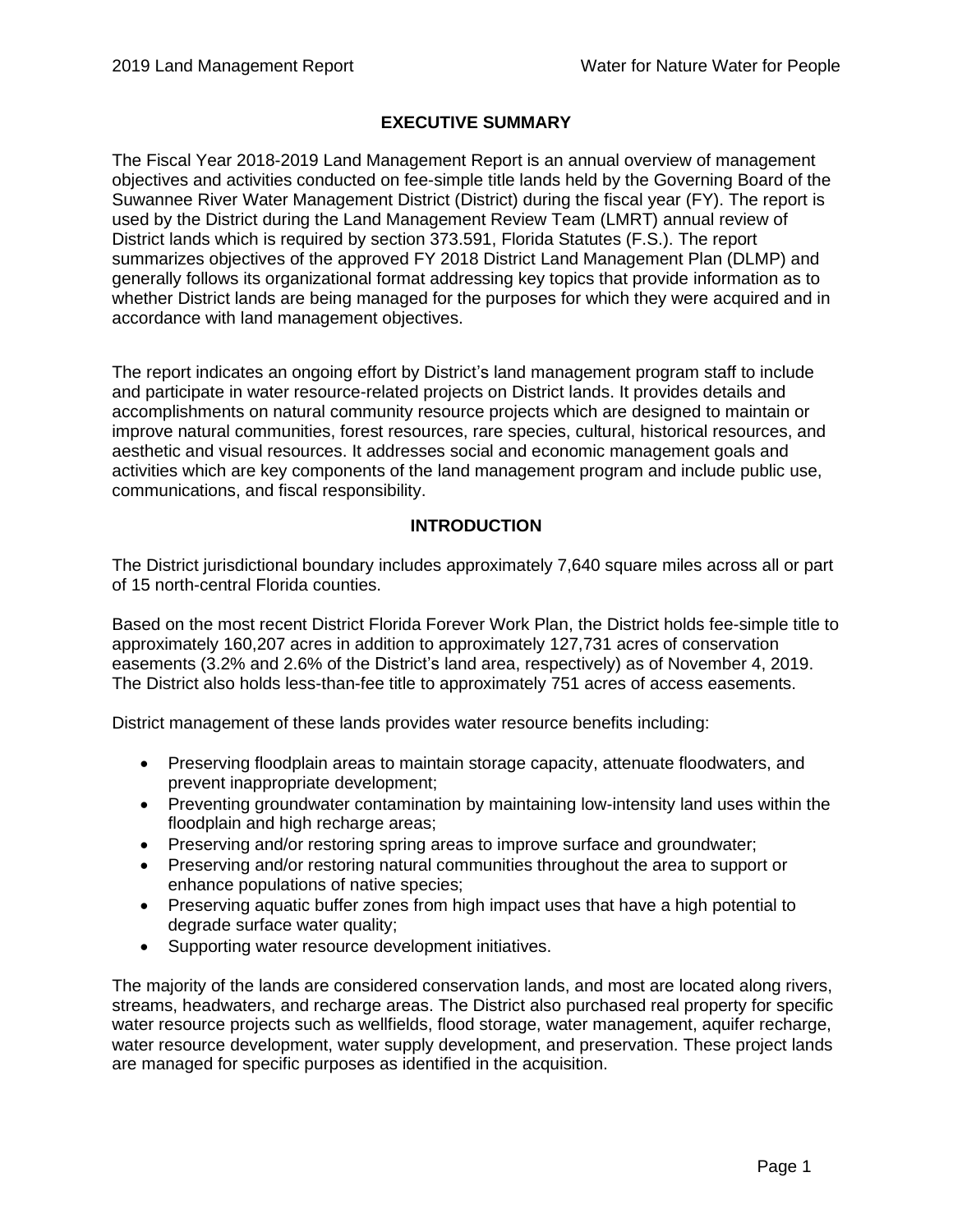## EXECUTIVE SUMMARY

The Fiscal Year 2018-2019 Land Management Report is an annual overview of management objectives and activities conducted on fee-simple title lands held by the Governing Board of the Suwannee River Water Management District (District) during the fiscal year (FY). The report is used by the District during the Land Management Review Team (LMRT) annual review of District lands which is required by section 373.591, Florida Statutes (F.S.). The report summarizes objectives of the approved FY 2018 District Land Management Plan (DLMP) and generally follows its organizational format addressing key topics that provide information as to whether District lands are being managed for the purposes for which they were acquired and in accordance with land management objectives.

The report indicates an ongoing effort by District's land management program staff to include and participate in water resource-related projects on District lands. It provides details and accomplishments on natural community resource projects which are designed to maintain or improve natural communities, forest resources, rare species, cultural, historical resources, and aesthetic and visual resources. It addresses social and economic management goals and activities which are key components of the land management program and include public use, communications, and fiscal responsibility.

## INTRODUCTION

The District jurisdictional boundary includes approximately 7,640 square miles across all or part of 15 north-central Florida counties.

Based on the most recent District Florida Forever Work Plan, the District holds fee-simple title to approximately 160,207 acres in addition to approximately 127,731 acres of conservation easements (3.2% and 2.6% of the District's land area, respectively) as of November 4, 2019. The District also holds less-than-fee title to approximately 751 acres of access easements.

District management of these lands provides water resource benefits including:

- Preserving floodplain areas to maintain storage capacity, attenuate floodwaters, and prevent inappropriate development;
- Preventing groundwater contamination by maintaining low-intensity land uses within the floodplain and high recharge areas;
- Preserving and/or restoring spring areas to improve surface and groundwater;
- Preserving and/or restoring natural communities throughout the area to support or enhance populations of native species;
- Preserving aquatic buffer zones from high impact uses that have a high potential to degrade surface water quality;
- Supporting water resource development initiatives.

The majority of the lands are considered conservation lands, and most are located along rivers, streams, headwaters, and recharge areas. The District also purchased real property for specific water resource projects such as wellfields, flood storage, water management, aquifer recharge, water resource development, water supply development, and preservation. These project lands are managed for specific purposes as identified in the acquisition.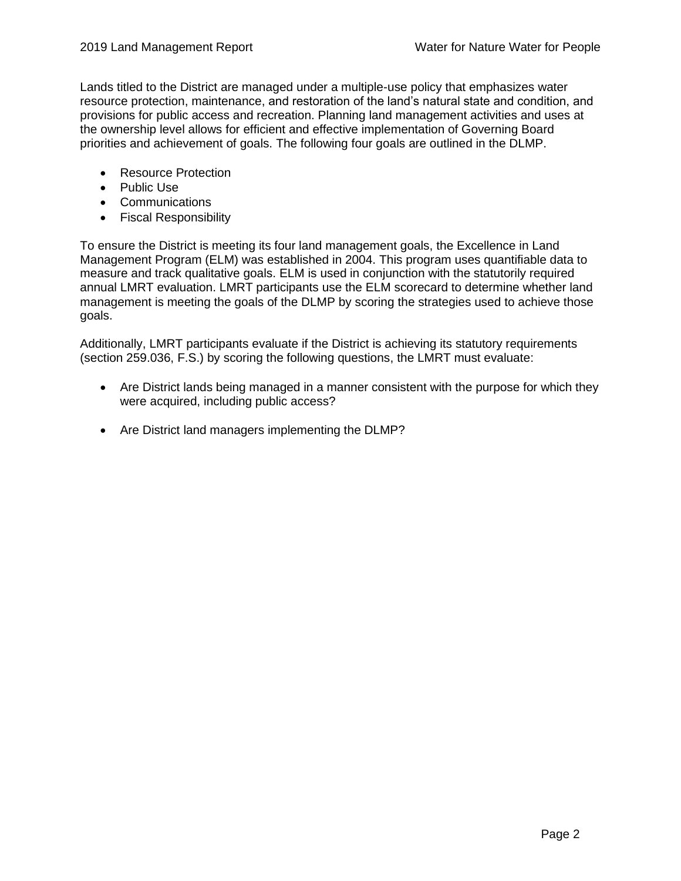Lands titled to the District are managed under a multiple-use policy that emphasizes water resource protection, maintenance, and restoration of the land's natural state and condition, and provisions for public access and recreation. Planning land management activities and uses at the ownership level allows for efficient and effective implementation of Governing Board priorities and achievement of goals. The following four goals are outlined in the DLMP.

- Resource Protection
- Public Use
- Communications
- Fiscal Responsibility

To ensure the District is meeting its four land management goals, the Excellence in Land Management Program (ELM) was established in 2004. This program uses quantifiable data to measure and track qualitative goals. ELM is used in conjunction with the statutorily required annual LMRT evaluation. LMRT participants use the ELM scorecard to determine whether land management is meeting the goals of the DLMP by scoring the strategies used to achieve those goals.

Additionally, LMRT participants evaluate if the District is achieving its statutory requirements (section 259.036, F.S.) by scoring the following questions, the LMRT must evaluate:

- Are District lands being managed in a manner consistent with the purpose for which they were acquired, including public access?
- Are District land managers implementing the DLMP?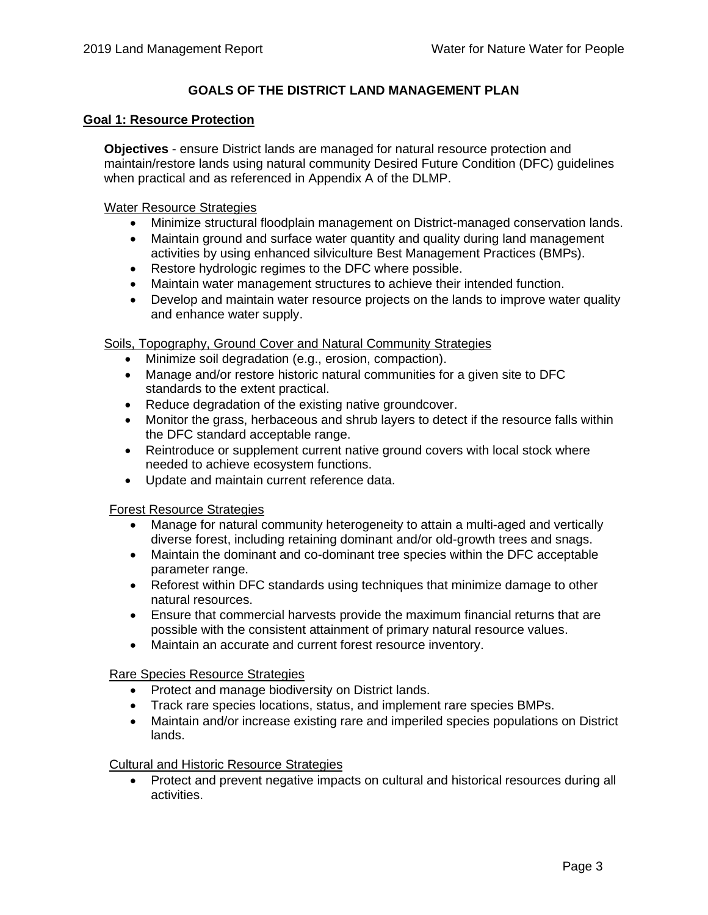## GOALS OF THE DISTRICT LAND MANAGEMENT PLAN

### Goal 1: Resource Protection

**Objectives** - ensure District lands are managed for natural resource protection and maintain/restore lands using natural community Desired Future Condition (DFC) guidelines when practical and as referenced in Appendix A of the DLMP.

Water Resource Strategies

- Minimize structural floodplain management on District-managed conservation lands.
- Maintain ground and surface water quantity and quality during land management activities by using enhanced silviculture Best Management Practices (BMPs).
- Restore hydrologic regimes to the DFC where possible.
- Maintain water management structures to achieve their intended function.
- Develop and maintain water resource projects on the lands to improve water quality and enhance water supply.

Soils, Topography, Ground Cover and Natural Community Strategies

- Minimize soil degradation (e.g., erosion, compaction).
- Manage and/or restore historic natural communities for a given site to DFC standards to the extent practical.
- Reduce degradation of the existing native groundcover.
- Monitor the grass, herbaceous and shrub layers to detect if the resource falls within the DFC standard acceptable range.
- Reintroduce or supplement current native ground covers with local stock where needed to achieve ecosystem functions.
- Update and maintain current reference data.

Forest Resource Strategies

- Manage for natural community heterogeneity to attain a multi-aged and vertically diverse forest, including retaining dominant and/or old-growth trees and snags.
- Maintain the dominant and co-dominant tree species within the DFC acceptable parameter range.
- Reforest within DFC standards using techniques that minimize damage to other natural resources.
- Ensure that commercial harvests provide the maximum financial returns that are possible with the consistent attainment of primary natural resource values.
- Maintain an accurate and current forest resource inventory.

Rare Species Resource Strategies

- Protect and manage biodiversity on District lands.
- Track rare species locations, status, and implement rare species BMPs.
- Maintain and/or increase existing rare and imperiled species populations on District lands.

Cultural and Historic Resource Strategies

- Protect and prevent negative impacts on cultural and historical resources during all activities.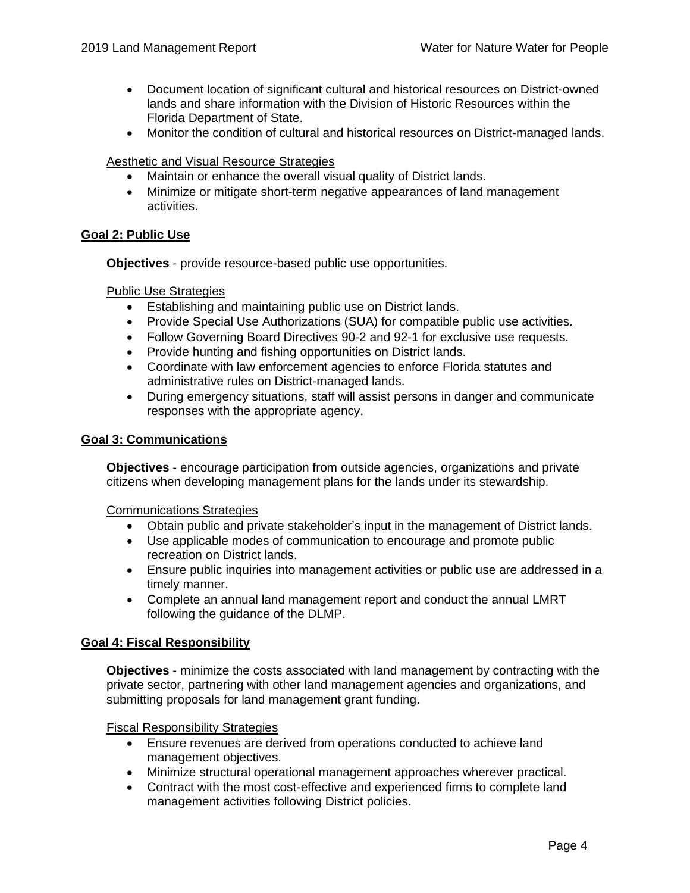- Document location of significant cultural and historical resources on District-owned lands and share information with the Division of Historic Resources within the Florida Department of State.
- Monitor the condition of cultural and historical resources on District-managed lands.

Aesthetic and Visual Resource Strategies

- Maintain or enhance the overall visual quality of District lands.
- Minimize or mitigate short-term negative appearances of land management activities.

### Goal 2: Public Use

**Objectives** - provide resource-based public use opportunities.

Public Use Strategies

- Establishing and maintaining public use on District lands.
- Provide Special Use Authorizations (SUA) for compatible public use activities.
- Follow Governing Board Directives 90-2 and 92-1 for exclusive use requests.
- Provide hunting and fishing opportunities on District lands.
- Coordinate with law enforcement agencies to enforce Florida statutes and administrative rules on District-managed lands.
- During emergency situations, staff will assist persons in danger and communicate responses with the appropriate agency.

### Goal 3: Communications

**Objectives** - encourage participation from outside agencies, organizations and private citizens when developing management plans for the lands under its stewardship.

Communications Strategies

- Obtain public and private stakeholder's input in the management of District lands.
- Use applicable modes of communication to encourage and promote public recreation on District lands.
- Ensure public inquiries into management activities or public use are addressed in a timely manner.
- Complete an annual land management report and conduct the annual LMRT following the guidance of the DLMP.

### Goal 4: Fiscal Responsibility

**Objectives** - minimize the costs associated with land management by contracting with the private sector, partnering with other land management agencies and organizations, and submitting proposals for land management grant funding.

Fiscal Responsibility Strategies

- Ensure revenues are derived from operations conducted to achieve land management objectives.
- Minimize structural operational management approaches wherever practical.
- Contract with the most cost-effective and experienced firms to complete land management activities following District policies.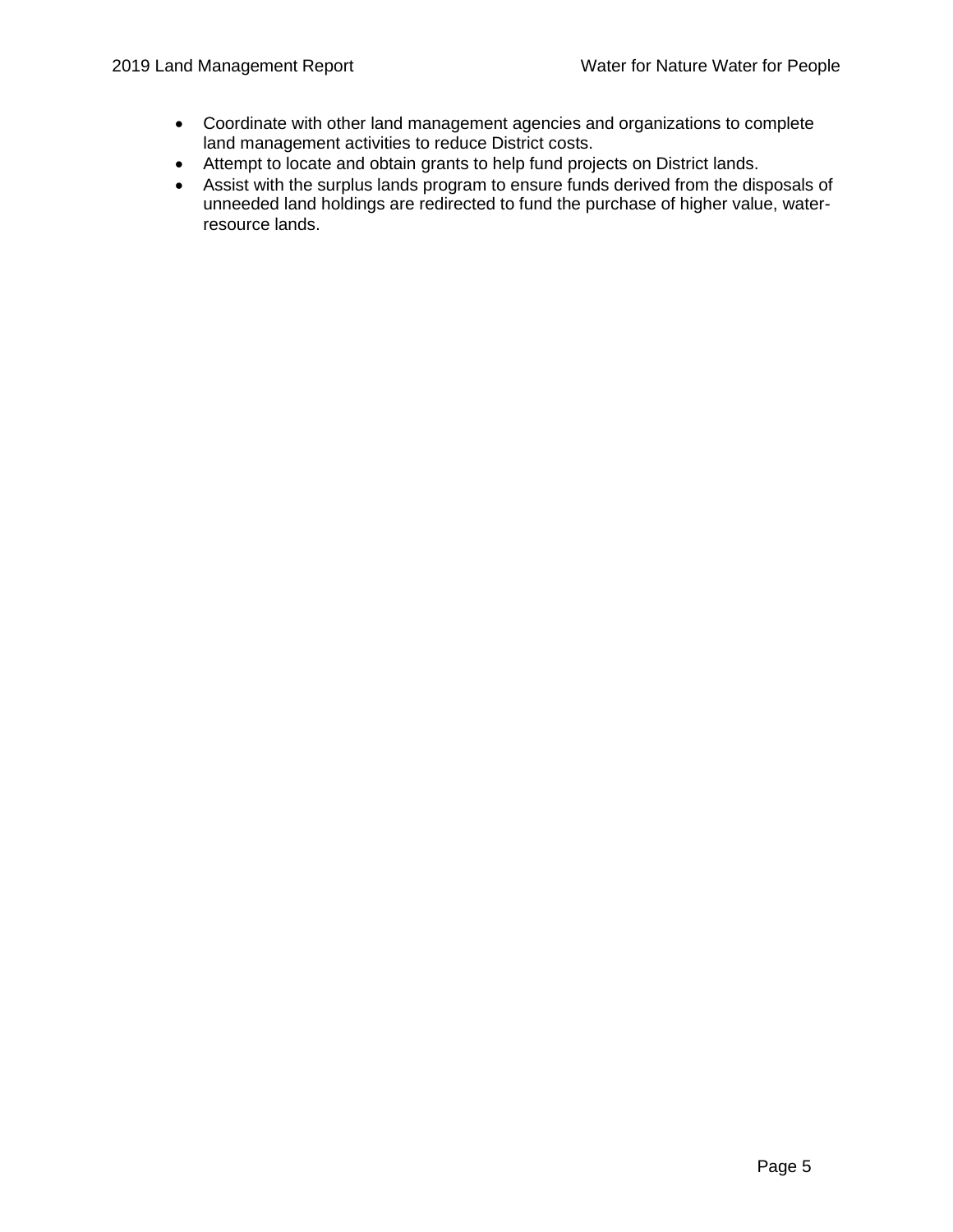- Coordinate with other land management agencies and organizations to complete land management activities to reduce District costs.
- Attempt to locate and obtain grants to help fund projects on District lands.
- Assist with the surplus lands program to ensure funds derived from the disposals of unneeded land holdings are redirected to fund the purchase of higher value, water-resource lands.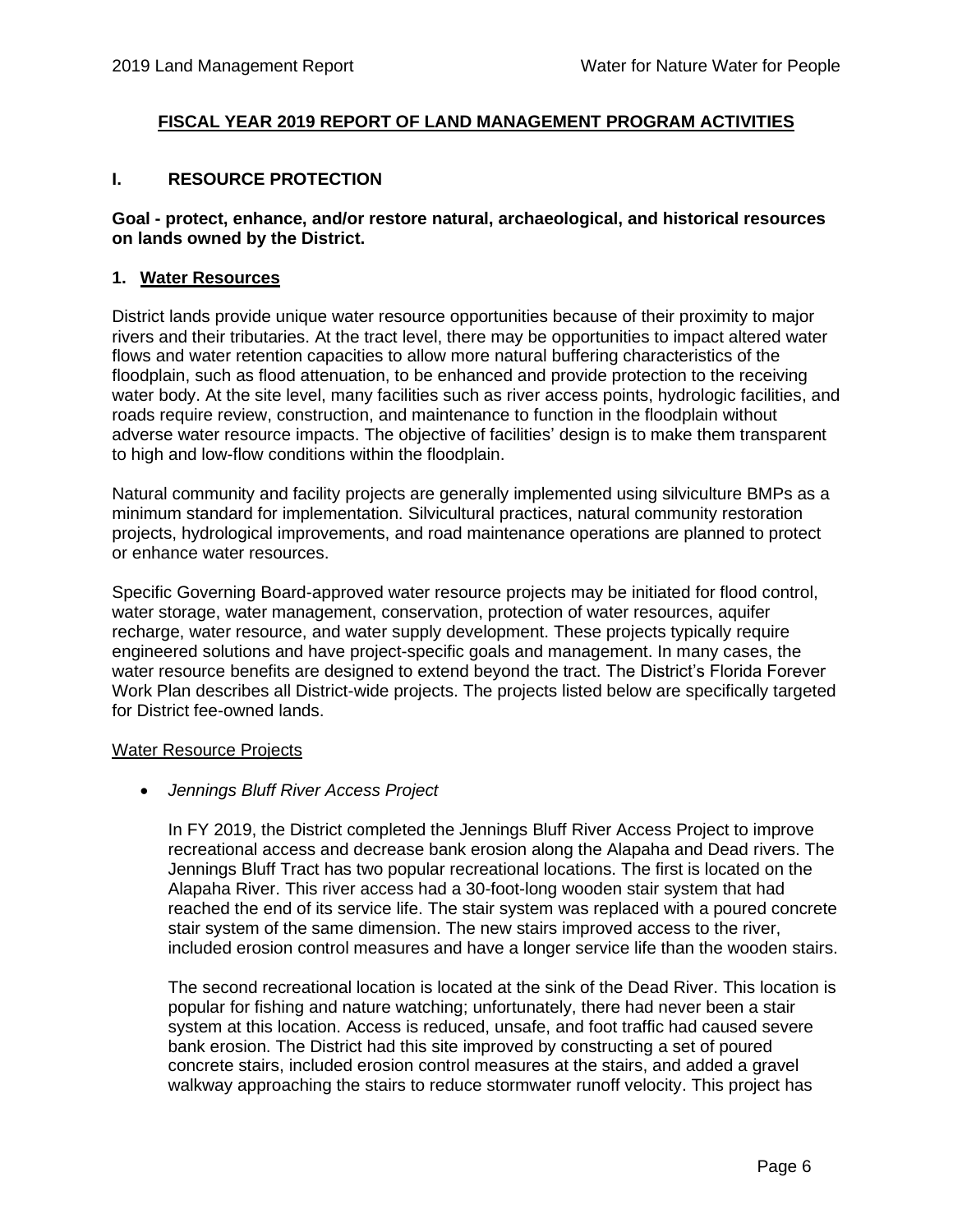## FISCAL YEAR 2019 REPORT OF LAND MANAGEMENT PROGRAM ACTIVITIES

## I. RESOURCE PROTECTION

**Goal - protect, enhance, and/or restore natural, archaeological, and historical resources on lands owned by the District.**

### 1. Water Resources

District lands provide unique water resource opportunities because of their proximity to major rivers and their tributaries. At the tract level, there may be opportunities to impact altered water flows and water retention capacities to allow more natural buffering characteristics of the floodplain, such as flood attenuation, to be enhanced and provide protection to the receiving water body. At the site level, many facilities such as river access points, hydrologic facilities, and roads require review, construction, and maintenance to function in the floodplain without adverse water resource impacts. The objective of facilities' design is to make them transparent to high and low-flow conditions within the floodplain.

Natural community and facility projects are generally implemented using silviculture BMPs as a minimum standard for implementation. Silvicultural practices, natural community restoration projects, hydrological improvements, and road maintenance operations are planned to protect or enhance water resources.

Specific Governing Board-approved water resource projects may be initiated for flood control, water storage, water management, conservation, protection of water resources, aquifer recharge, water resource, and water supply development. These projects typically require engineered solutions and have project-specific goals and management. In many cases, the water resource benefits are designed to extend beyond the tract. The District's Florida Forever Work Plan describes all District-wide projects. The projects listed below are specifically targeted for District fee-owned lands.

Water Resource Projects

- *Jennings Bluff River Access Project*

  In FY 2019, the District completed the Jennings Bluff River Access Project to improve recreational access and decrease bank erosion along the Alapaha and Dead rivers. The Jennings Bluff Tract has two popular recreational locations. The first is located on the Alapaha River. This river access had a 30-foot-long wooden stair system that had reached the end of its service life. The stair system was replaced with a poured concrete stair system of the same dimension. The new stairs improved access to the river, included erosion control measures and have a longer service life than the wooden stairs.

  The second recreational location is located at the sink of the Dead River. This location is popular for fishing and nature watching; unfortunately, there had never been a stair system at this location. Access is reduced, unsafe, and foot traffic had caused severe bank erosion. The District had this site improved by constructing a set of poured concrete stairs, included erosion control measures at the stairs, and added a gravel walkway approaching the stairs to reduce stormwater runoff velocity. This project has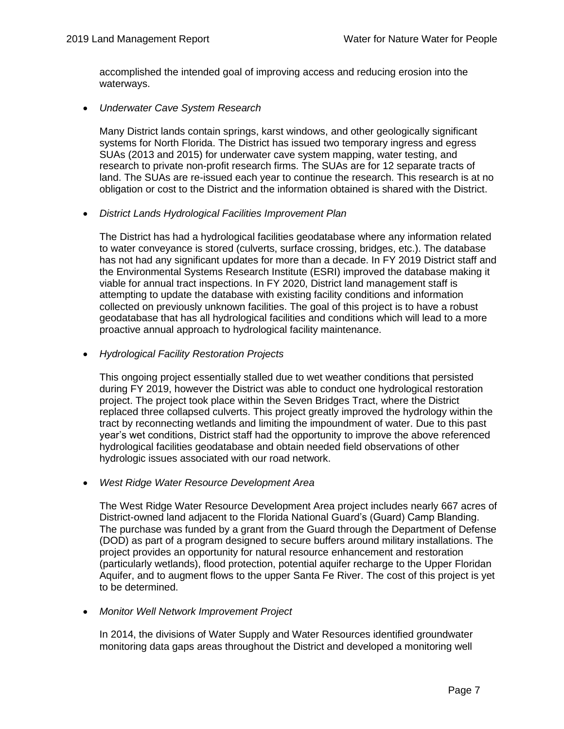accomplished the intended goal of improving access and reducing erosion into the waterways.

- *Underwater Cave System Research*

  Many District lands contain springs, karst windows, and other geologically significant systems for North Florida. The District has issued two temporary ingress and egress SUAs (2013 and 2015) for underwater cave system mapping, water testing, and research to private non-profit research firms. The SUAs are for 12 separate tracts of land. The SUAs are re-issued each year to continue the research. This research is at no obligation or cost to the District and the information obtained is shared with the District.

- *District Lands Hydrological Facilities Improvement Plan*

  The District has had a hydrological facilities geodatabase where any information related to water conveyance is stored (culverts, surface crossing, bridges, etc.). The database has not had any significant updates for more than a decade. In FY 2019 District staff and the Environmental Systems Research Institute (ESRI) improved the database making it viable for annual tract inspections. In FY 2020, District land management staff is attempting to update the database with existing facility conditions and information collected on previously unknown facilities. The goal of this project is to have a robust geodatabase that has all hydrological facilities and conditions which will lead to a more proactive annual approach to hydrological facility maintenance.

- *Hydrological Facility Restoration Projects*

  This ongoing project essentially stalled due to wet weather conditions that persisted during FY 2019, however the District was able to conduct one hydrological restoration project. The project took place within the Seven Bridges Tract, where the District replaced three collapsed culverts. This project greatly improved the hydrology within the tract by reconnecting wetlands and limiting the impoundment of water. Due to this past year's wet conditions, District staff had the opportunity to improve the above referenced hydrological facilities geodatabase and obtain needed field observations of other hydrologic issues associated with our road network.

- *West Ridge Water Resource Development Area*

  The West Ridge Water Resource Development Area project includes nearly 667 acres of District-owned land adjacent to the Florida National Guard's (Guard) Camp Blanding. The purchase was funded by a grant from the Guard through the Department of Defense (DOD) as part of a program designed to secure buffers around military installations. The project provides an opportunity for natural resource enhancement and restoration (particularly wetlands), flood protection, potential aquifer recharge to the Upper Floridan Aquifer, and to augment flows to the upper Santa Fe River. The cost of this project is yet to be determined.

- *Monitor Well Network Improvement Project*

  In 2014, the divisions of Water Supply and Water Resources identified groundwater monitoring data gaps areas throughout the District and developed a monitoring well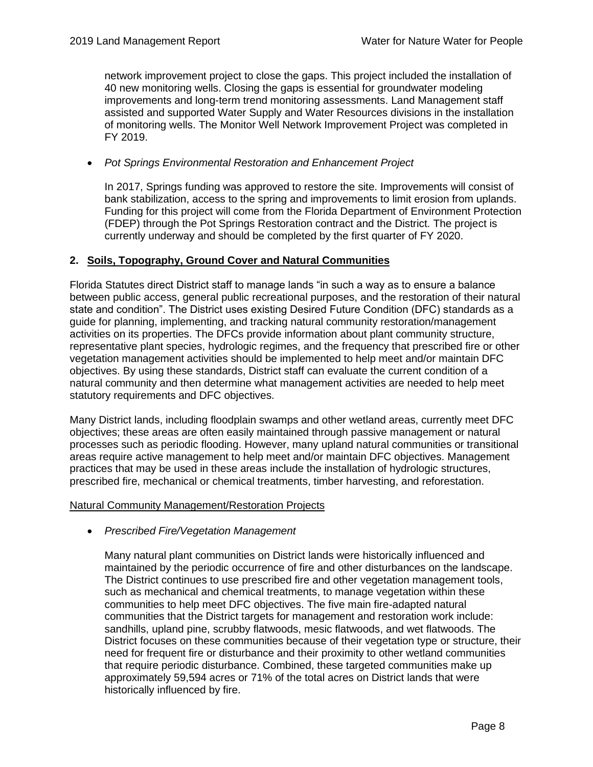network improvement project to close the gaps. This project included the installation of 40 new monitoring wells. Closing the gaps is essential for groundwater modeling improvements and long-term trend monitoring assessments. Land Management staff assisted and supported Water Supply and Water Resources divisions in the installation of monitoring wells. The Monitor Well Network Improvement Project was completed in FY 2019.

- *Pot Springs Environmental Restoration and Enhancement Project*

  In 2017, Springs funding was approved to restore the site. Improvements will consist of bank stabilization, access to the spring and improvements to limit erosion from uplands. Funding for this project will come from the Florida Department of Environment Protection (FDEP) through the Pot Springs Restoration contract and the District. The project is currently underway and should be completed by the first quarter of FY 2020.

## 2. Soils, Topography, Ground Cover and Natural Communities

Florida Statutes direct District staff to manage lands "in such a way as to ensure a balance between public access, general public recreational purposes, and the restoration of their natural state and condition". The District uses existing Desired Future Condition (DFC) standards as a guide for planning, implementing, and tracking natural community restoration/management activities on its properties. The DFCs provide information about plant community structure, representative plant species, hydrologic regimes, and the frequency that prescribed fire or other vegetation management activities should be implemented to help meet and/or maintain DFC objectives. By using these standards, District staff can evaluate the current condition of a natural community and then determine what management activities are needed to help meet statutory requirements and DFC objectives.

Many District lands, including floodplain swamps and other wetland areas, currently meet DFC objectives; these areas are often easily maintained through passive management or natural processes such as periodic flooding. However, many upland natural communities or transitional areas require active management to help meet and/or maintain DFC objectives. Management practices that may be used in these areas include the installation of hydrologic structures, prescribed fire, mechanical or chemical treatments, timber harvesting, and reforestation.

### Natural Community Management/Restoration Projects

- *Prescribed Fire/Vegetation Management*

  Many natural plant communities on District lands were historically influenced and maintained by the periodic occurrence of fire and other disturbances on the landscape. The District continues to use prescribed fire and other vegetation management tools, such as mechanical and chemical treatments, to manage vegetation within these communities to help meet DFC objectives. The five main fire-adapted natural communities that the District targets for management and restoration work include: sandhills, upland pine, scrubby flatwoods, mesic flatwoods, and wet flatwoods. The District focuses on these communities because of their vegetation type or structure, their need for frequent fire or disturbance and their proximity to other wetland communities that require periodic disturbance. Combined, these targeted communities make up approximately 59,594 acres or 71% of the total acres on District lands that were historically influenced by fire.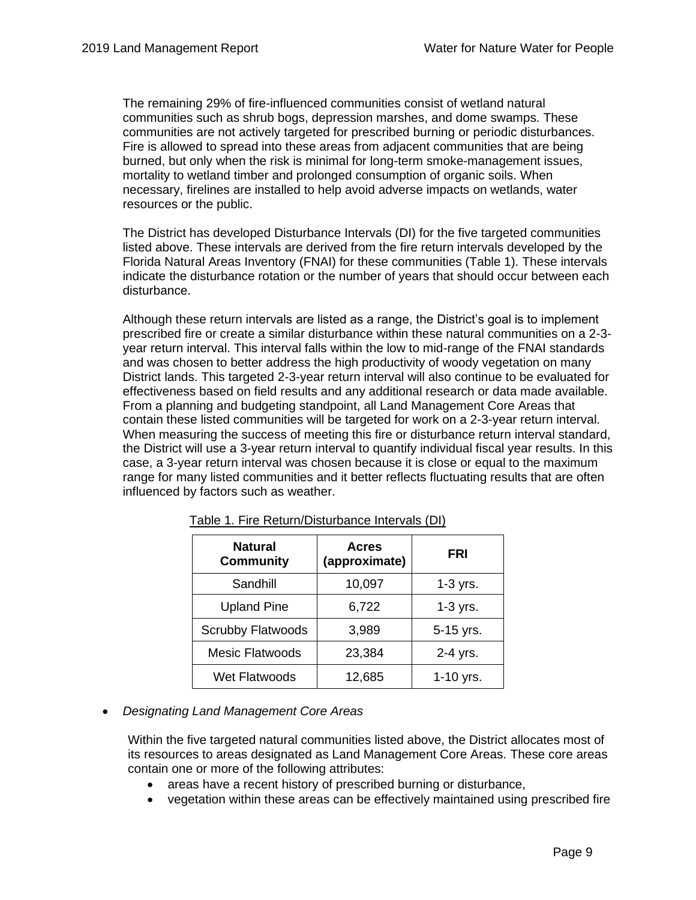The remaining 29% of fire-influenced communities consist of wetland natural communities such as shrub bogs, depression marshes, and dome swamps. These communities are not actively targeted for prescribed burning or periodic disturbances. Fire is allowed to spread into these areas from adjacent communities that are being burned, but only when the risk is minimal for long-term smoke-management issues, mortality to wetland timber and prolonged consumption of organic soils. When necessary, firelines are installed to help avoid adverse impacts on wetlands, water resources or the public.

The District has developed Disturbance Intervals (DI) for the five targeted communities listed above. These intervals are derived from the fire return intervals developed by the Florida Natural Areas Inventory (FNAI) for these communities (Table 1). These intervals indicate the disturbance rotation or the number of years that should occur between each disturbance.

Although these return intervals are listed as a range, the District's goal is to implement prescribed fire or create a similar disturbance within these natural communities on a 2-3-year return interval. This interval falls within the low to mid-range of the FNAI standards and was chosen to better address the high productivity of woody vegetation on many District lands. This targeted 2-3-year return interval will also continue to be evaluated for effectiveness based on field results and any additional research or data made available. From a planning and budgeting standpoint, all Land Management Core Areas that contain these listed communities will be targeted for work on a 2-3-year return interval. When measuring the success of meeting this fire or disturbance return interval standard, the District will use a 3-year return interval to quantify individual fiscal year results. In this case, a 3-year return interval was chosen because it is close or equal to the maximum range for many listed communities and it better reflects fluctuating results that are often influenced by factors such as weather.

Table 1. Fire Return/Disturbance Intervals (DI)

| Natural Community | Acres (approximate) | FRI |
|---|---|---|
| Sandhill | 10,097 | 1-3 yrs. |
| Upland Pine | 6,722 | 1-3 yrs. |
| Scrubby Flatwoods | 3,989 | 5-15 yrs. |
| Mesic Flatwoods | 23,384 | 2-4 yrs. |
| Wet Flatwoods | 12,685 | 1-10 yrs. |

- *Designating Land Management Core Areas*

  Within the five targeted natural communities listed above, the District allocates most of its resources to areas designated as Land Management Core Areas. These core areas contain one or more of the following attributes:
  - areas have a recent history of prescribed burning or disturbance,
  - vegetation within these areas can be effectively maintained using prescribed fire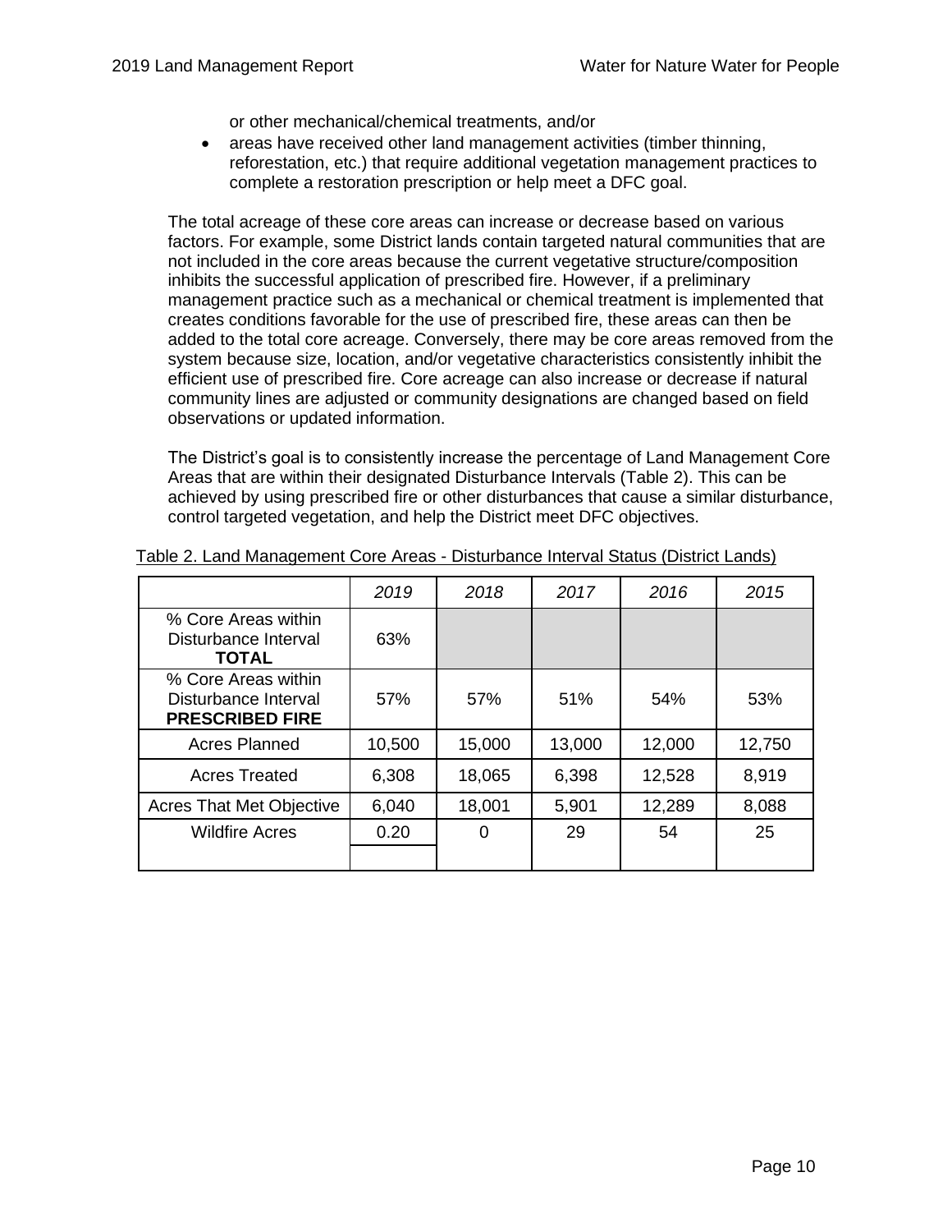or other mechanical/chemical treatments, and/or

- areas have received other land management activities (timber thinning, reforestation, etc.) that require additional vegetation management practices to complete a restoration prescription or help meet a DFC goal.

The total acreage of these core areas can increase or decrease based on various factors. For example, some District lands contain targeted natural communities that are not included in the core areas because the current vegetative structure/composition inhibits the successful application of prescribed fire. However, if a preliminary management practice such as a mechanical or chemical treatment is implemented that creates conditions favorable for the use of prescribed fire, these areas can then be added to the total core acreage. Conversely, there may be core areas removed from the system because size, location, and/or vegetative characteristics consistently inhibit the efficient use of prescribed fire. Core acreage can also increase or decrease if natural community lines are adjusted or community designations are changed based on field observations or updated information.

The District's goal is to consistently increase the percentage of Land Management Core Areas that are within their designated Disturbance Intervals (Table 2). This can be achieved by using prescribed fire or other disturbances that cause a similar disturbance, control targeted vegetation, and help the District meet DFC objectives.

Table 2. Land Management Core Areas - Disturbance Interval Status (District Lands)

| | *2019* | *2018* | *2017* | *2016* | *2015* |
|---|---|---|---|---|---|
| % Core Areas within Disturbance Interval **TOTAL** | 63% | | | | |
| % Core Areas within Disturbance Interval **PRESCRIBED FIRE** | 57% | 57% | 51% | 54% | 53% |
| Acres Planned | 10,500 | 15,000 | 13,000 | 12,000 | 12,750 |
| Acres Treated | 6,308 | 18,065 | 6,398 | 12,528 | 8,919 |
| Acres That Met Objective | 6,040 | 18,001 | 5,901 | 12,289 | 8,088 |
| Wildfire Acres | 0.20 | 0 | 29 | 54 | 25 |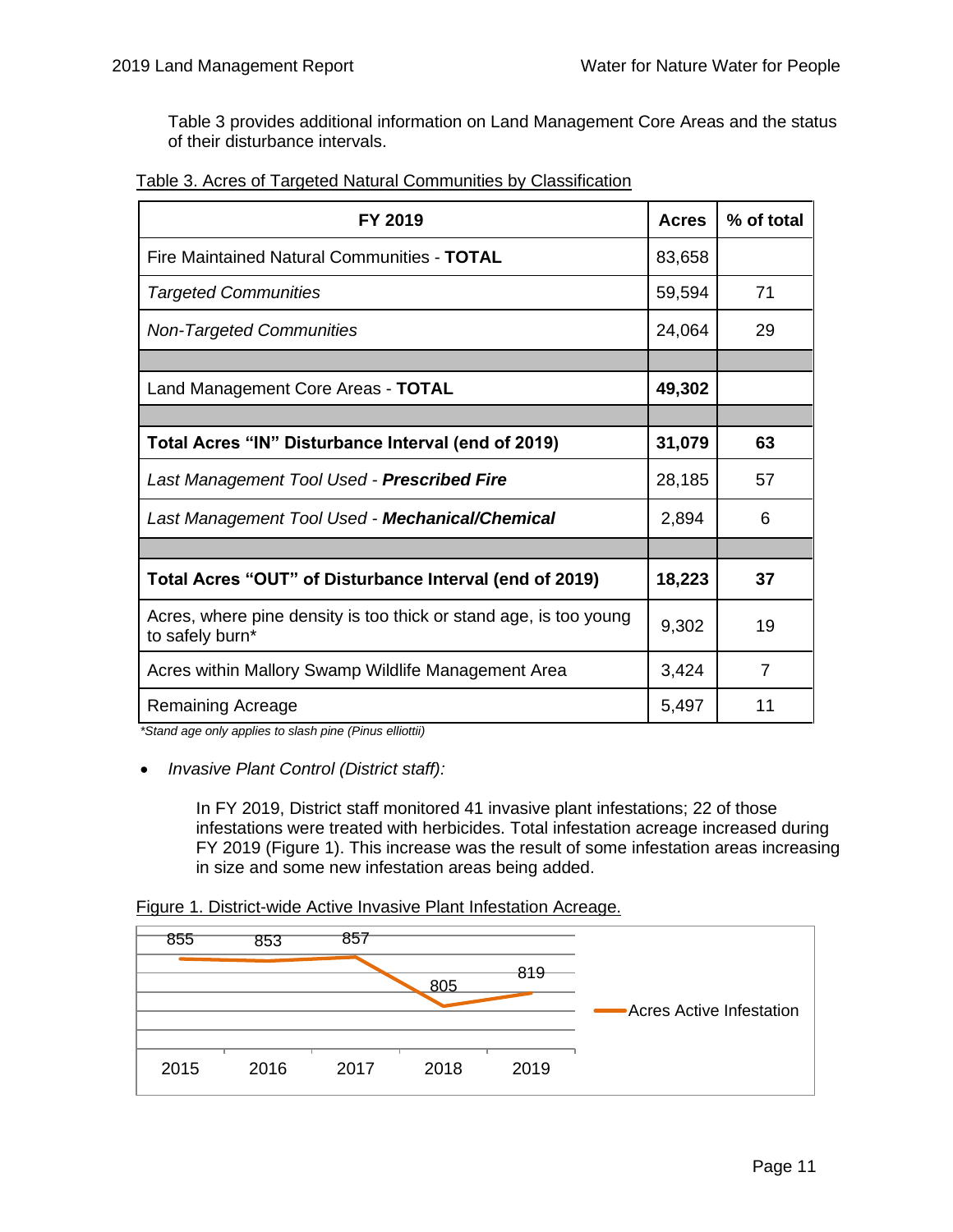Table 3 provides additional information on Land Management Core Areas and the status of their disturbance intervals.

Table 3. Acres of Targeted Natural Communities by Classification

| FY 2019 | Acres | % of total |
|---|---|---|
| Fire Maintained Natural Communities - **TOTAL** | 83,658 | |
| *Targeted Communities* | 59,594 | 71 |
| *Non-Targeted Communities* | 24,064 | 29 |
| | | |
| Land Management Core Areas - **TOTAL** | **49,302** | |
| | | |
| **Total Acres "IN" Disturbance Interval (end of 2019)** | **31,079** | **63** |
| *Last Management Tool Used - **Prescribed Fire*** | 28,185 | 57 |
| *Last Management Tool Used - **Mechanical/Chemical*** | 2,894 | 6 |
| | | |
| **Total Acres "OUT" of Disturbance Interval (end of 2019)** | **18,223** | **37** |
| Acres, where pine density is too thick or stand age, is too young to safely burn* | 9,302 | 19 |
| Acres within Mallory Swamp Wildlife Management Area | 3,424 | 7 |
| Remaining Acreage | 5,497 | 11 |

*\*Stand age only applies to slash pine (Pinus elliottii)*

- *Invasive Plant Control (District staff):*

  In FY 2019, District staff monitored 41 invasive plant infestations; 22 of those infestations were treated with herbicides. Total infestation acreage increased during FY 2019 (Figure 1). This increase was the result of some infestation areas increasing in size and some new infestation areas being added.

Figure 1. District-wide Active Invasive Plant Infestation Acreage.

| Year | Acres Active Infestation |
|---|---|
| 2015 | 855 |
| 2016 | 853 |
| 2017 | 857 |
| 2018 | 805 |
| 2019 | 819 |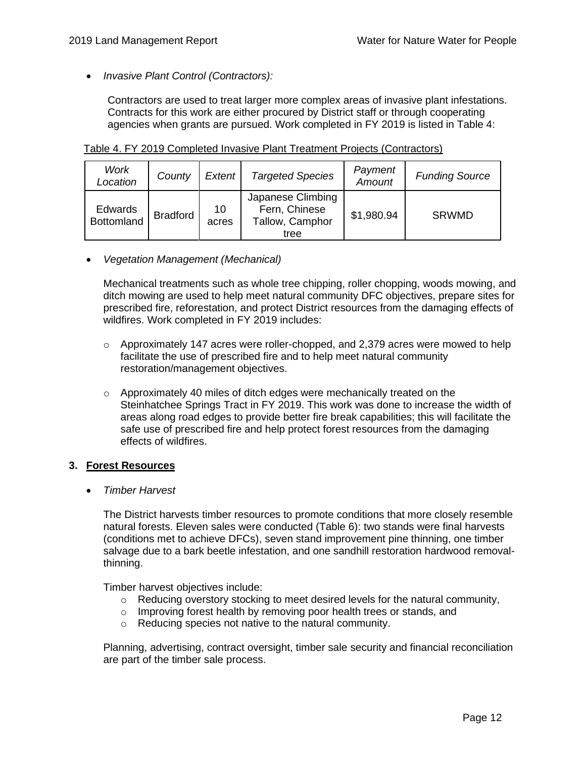- *Invasive Plant Control (Contractors):*

  Contractors are used to treat larger more complex areas of invasive plant infestations. Contracts for this work are either procured by District staff or through cooperating agencies when grants are pursued. Work completed in FY 2019 is listed in Table 4:

Table 4. FY 2019 Completed Invasive Plant Treatment Projects (Contractors)

| *Work Location* | *County* | *Extent* | *Targeted Species* | *Payment Amount* | *Funding Source* |
|---|---|---|---|---|---|
| Edwards Bottomland | Bradford | 10 acres | Japanese Climbing Fern, Chinese Tallow, Camphor tree | $1,980.94 | SRWMD |

- *Vegetation Management (Mechanical)*

  Mechanical treatments such as whole tree chipping, roller chopping, woods mowing, and ditch mowing are used to help meet natural community DFC objectives, prepare sites for prescribed fire, reforestation, and protect District resources from the damaging effects of wildfires. Work completed in FY 2019 includes:

  - Approximately 147 acres were roller-chopped, and 2,379 acres were mowed to help facilitate the use of prescribed fire and to help meet natural community restoration/management objectives.

  - Approximately 40 miles of ditch edges were mechanically treated on the Steinhatchee Springs Tract in FY 2019. This work was done to increase the width of areas along road edges to provide better fire break capabilities; this will facilitate the safe use of prescribed fire and help protect forest resources from the damaging effects of wildfires.

### 3. Forest Resources

- *Timber Harvest*

  The District harvests timber resources to promote conditions that more closely resemble natural forests. Eleven sales were conducted (Table 6): two stands were final harvests (conditions met to achieve DFCs), seven stand improvement pine thinning, one timber salvage due to a bark beetle infestation, and one sandhill restoration hardwood removal-thinning.

  Timber harvest objectives include:
  - Reducing overstory stocking to meet desired levels for the natural community,
  - Improving forest health by removing poor health trees or stands, and
  - Reducing species not native to the natural community.

  Planning, advertising, contract oversight, timber sale security and financial reconciliation are part of the timber sale process.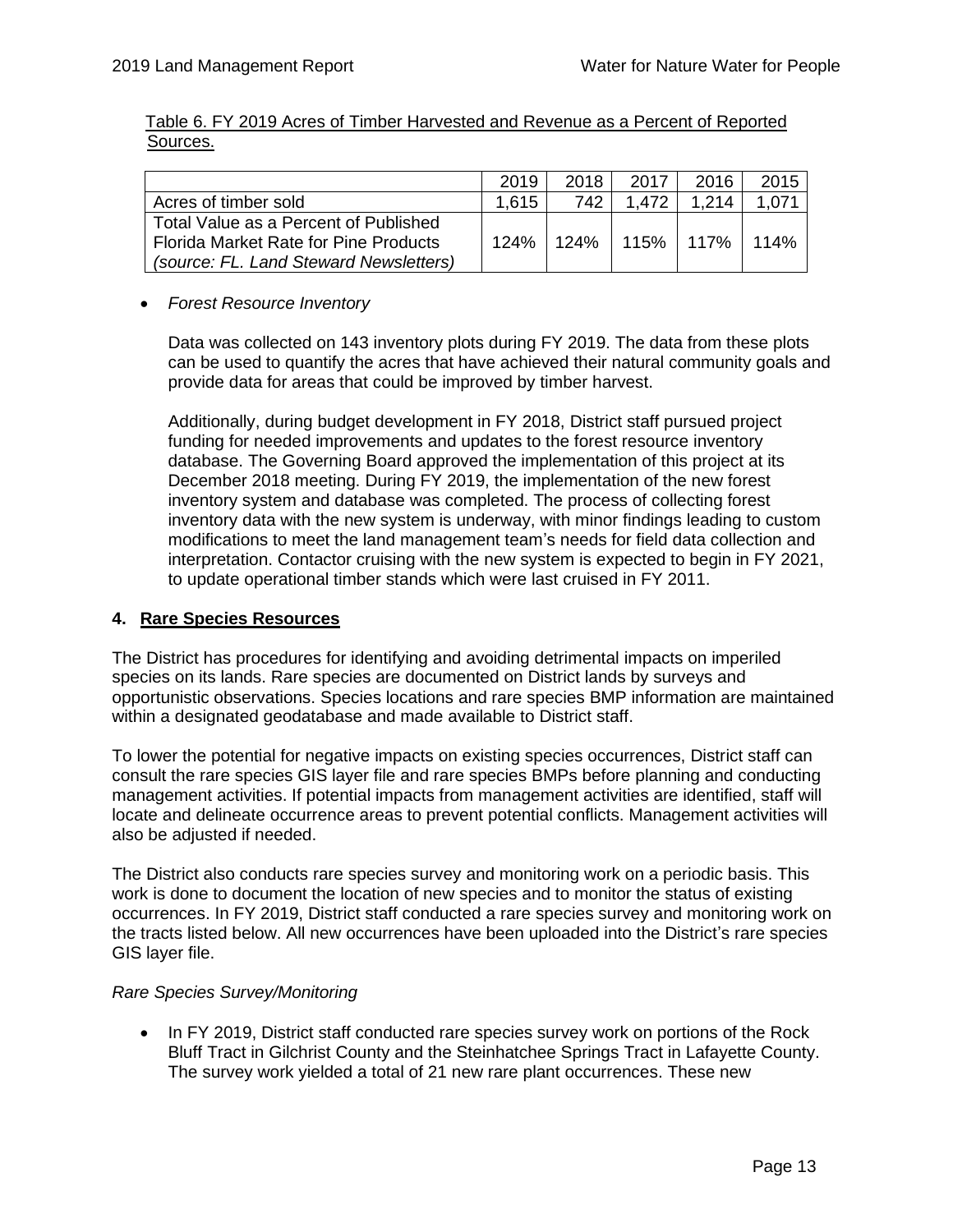Table 6. FY 2019 Acres of Timber Harvested and Revenue as a Percent of Reported Sources.

| | 2019 | 2018 | 2017 | 2016 | 2015 |
|---|---|---|---|---|---|
| Acres of timber sold | 1,615 | 742 | 1,472 | 1,214 | 1,071 |
| Total Value as a Percent of Published Florida Market Rate for Pine Products *(source: FL. Land Steward Newsletters)* | 124% | 124% | 115% | 117% | 114% |

- *Forest Resource Inventory*

  Data was collected on 143 inventory plots during FY 2019. The data from these plots can be used to quantify the acres that have achieved their natural community goals and provide data for areas that could be improved by timber harvest.

  Additionally, during budget development in FY 2018, District staff pursued project funding for needed improvements and updates to the forest resource inventory database. The Governing Board approved the implementation of this project at its December 2018 meeting. During FY 2019, the implementation of the new forest inventory system and database was completed. The process of collecting forest inventory data with the new system is underway, with minor findings leading to custom modifications to meet the land management team's needs for field data collection and interpretation. Contactor cruising with the new system is expected to begin in FY 2021, to update operational timber stands which were last cruised in FY 2011.

## 4. Rare Species Resources

The District has procedures for identifying and avoiding detrimental impacts on imperiled species on its lands. Rare species are documented on District lands by surveys and opportunistic observations. Species locations and rare species BMP information are maintained within a designated geodatabase and made available to District staff.

To lower the potential for negative impacts on existing species occurrences, District staff can consult the rare species GIS layer file and rare species BMPs before planning and conducting management activities. If potential impacts from management activities are identified, staff will locate and delineate occurrence areas to prevent potential conflicts. Management activities will also be adjusted if needed.

The District also conducts rare species survey and monitoring work on a periodic basis. This work is done to document the location of new species and to monitor the status of existing occurrences. In FY 2019, District staff conducted a rare species survey and monitoring work on the tracts listed below. All new occurrences have been uploaded into the District's rare species GIS layer file.

*Rare Species Survey/Monitoring*

- In FY 2019, District staff conducted rare species survey work on portions of the Rock Bluff Tract in Gilchrist County and the Steinhatchee Springs Tract in Lafayette County. The survey work yielded a total of 21 new rare plant occurrences. These new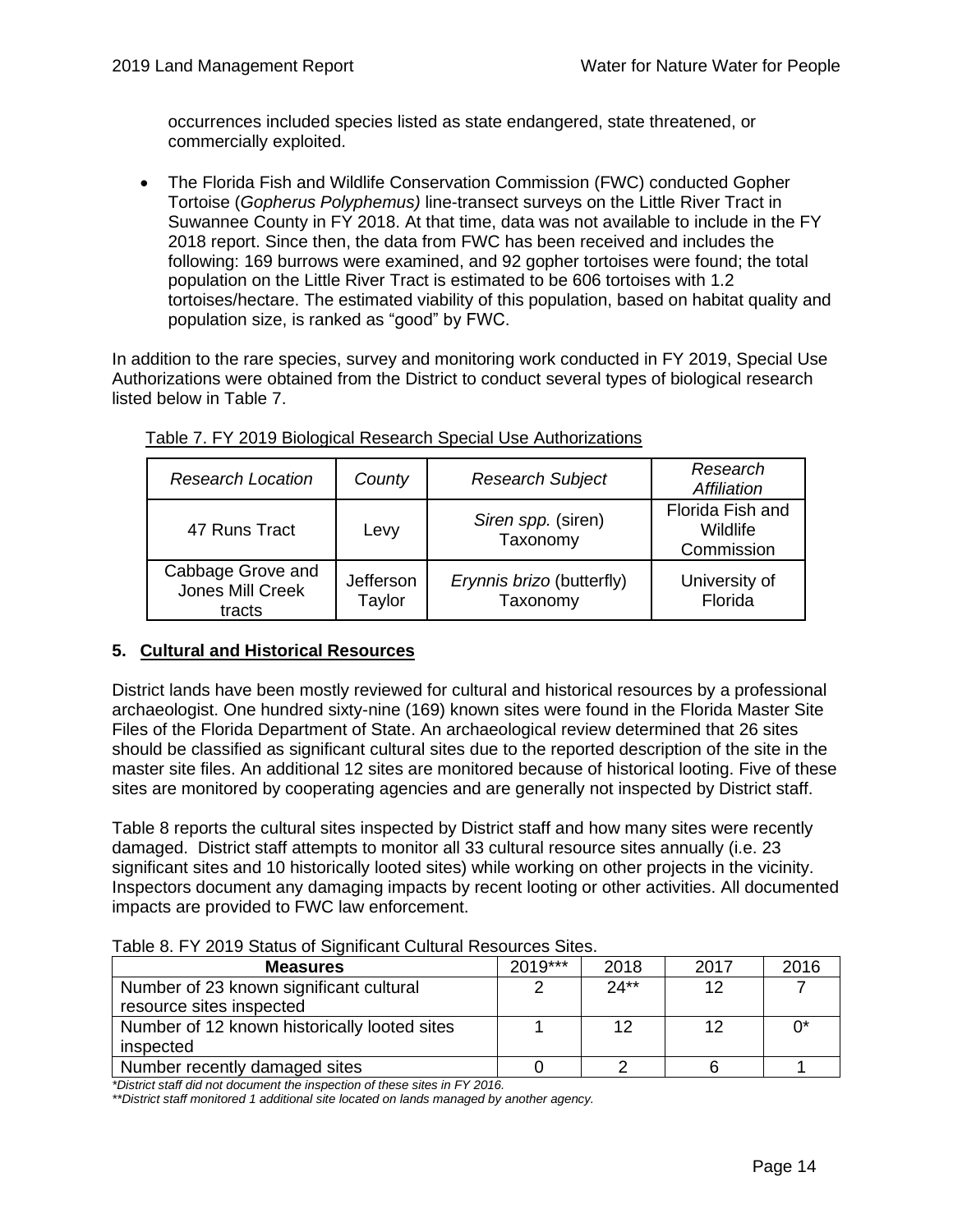occurrences included species listed as state endangered, state threatened, or commercially exploited.

- The Florida Fish and Wildlife Conservation Commission (FWC) conducted Gopher Tortoise (*Gopherus Polyphemus)* line-transect surveys on the Little River Tract in Suwannee County in FY 2018. At that time, data was not available to include in the FY 2018 report. Since then, the data from FWC has been received and includes the following: 169 burrows were examined, and 92 gopher tortoises were found; the total population on the Little River Tract is estimated to be 606 tortoises with 1.2 tortoises/hectare. The estimated viability of this population, based on habitat quality and population size, is ranked as "good" by FWC.

In addition to the rare species, survey and monitoring work conducted in FY 2019, Special Use Authorizations were obtained from the District to conduct several types of biological research listed below in Table 7.

Table 7. FY 2019 Biological Research Special Use Authorizations

| *Research Location* | *County* | *Research Subject* | *Research Affiliation* |
|---|---|---|---|
| 47 Runs Tract | Levy | *Siren spp.* (siren) Taxonomy | Florida Fish and Wildlife Commission |
| Cabbage Grove and Jones Mill Creek tracts | Jefferson Taylor | *Erynnis brizo* (butterfly) Taxonomy | University of Florida |

## 5. Cultural and Historical Resources

District lands have been mostly reviewed for cultural and historical resources by a professional archaeologist. One hundred sixty-nine (169) known sites were found in the Florida Master Site Files of the Florida Department of State. An archaeological review determined that 26 sites should be classified as significant cultural sites due to the reported description of the site in the master site files. An additional 12 sites are monitored because of historical looting. Five of these sites are monitored by cooperating agencies and are generally not inspected by District staff.

Table 8 reports the cultural sites inspected by District staff and how many sites were recently damaged. District staff attempts to monitor all 33 cultural resource sites annually (i.e. 23 significant sites and 10 historically looted sites) while working on other projects in the vicinity. Inspectors document any damaging impacts by recent looting or other activities. All documented impacts are provided to FWC law enforcement.

Table 8. FY 2019 Status of Significant Cultural Resources Sites.

| **Measures** | 2019*** | 2018 | 2017 | 2016 |
|---|---|---|---|---|
| Number of 23 known significant cultural resource sites inspected | 2 | 24** | 12 | 7 |
| Number of 12 known historically looted sites inspected | 1 | 12 | 12 | 0* |
| Number recently damaged sites | 0 | 2 | 6 | 1 |

*\*District staff did not document the inspection of these sites in FY 2016.*

*\*\*District staff monitored 1 additional site located on lands managed by another agency.*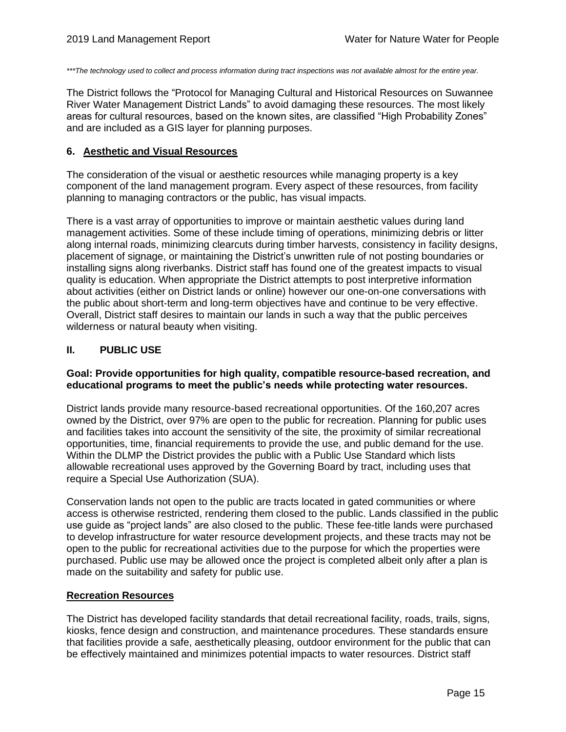****The technology used to collect and process information during tract inspections was not available almost for the entire year.*

The District follows the "Protocol for Managing Cultural and Historical Resources on Suwannee River Water Management District Lands" to avoid damaging these resources. The most likely areas for cultural resources, based on the known sites, are classified "High Probability Zones" and are included as a GIS layer for planning purposes.

### 6. Aesthetic and Visual Resources

The consideration of the visual or aesthetic resources while managing property is a key component of the land management program. Every aspect of these resources, from facility planning to managing contractors or the public, has visual impacts.

There is a vast array of opportunities to improve or maintain aesthetic values during land management activities. Some of these include timing of operations, minimizing debris or litter along internal roads, minimizing clearcuts during timber harvests, consistency in facility designs, placement of signage, or maintaining the District's unwritten rule of not posting boundaries or installing signs along riverbanks. District staff has found one of the greatest impacts to visual quality is education. When appropriate the District attempts to post interpretive information about activities (either on District lands or online) however our one-on-one conversations with the public about short-term and long-term objectives have and continue to be very effective. Overall, District staff desires to maintain our lands in such a way that the public perceives wilderness or natural beauty when visiting.

## II. PUBLIC USE

**Goal: Provide opportunities for high quality, compatible resource-based recreation, and educational programs to meet the public's needs while protecting water resources.**

District lands provide many resource-based recreational opportunities. Of the 160,207 acres owned by the District, over 97% are open to the public for recreation. Planning for public uses and facilities takes into account the sensitivity of the site, the proximity of similar recreational opportunities, time, financial requirements to provide the use, and public demand for the use. Within the DLMP the District provides the public with a Public Use Standard which lists allowable recreational uses approved by the Governing Board by tract, including uses that require a Special Use Authorization (SUA).

Conservation lands not open to the public are tracts located in gated communities or where access is otherwise restricted, rendering them closed to the public. Lands classified in the public use guide as "project lands" are also closed to the public. These fee-title lands were purchased to develop infrastructure for water resource development projects, and these tracts may not be open to the public for recreational activities due to the purpose for which the properties were purchased. Public use may be allowed once the project is completed albeit only after a plan is made on the suitability and safety for public use.

### Recreation Resources

The District has developed facility standards that detail recreational facility, roads, trails, signs, kiosks, fence design and construction, and maintenance procedures. These standards ensure that facilities provide a safe, aesthetically pleasing, outdoor environment for the public that can be effectively maintained and minimizes potential impacts to water resources. District staff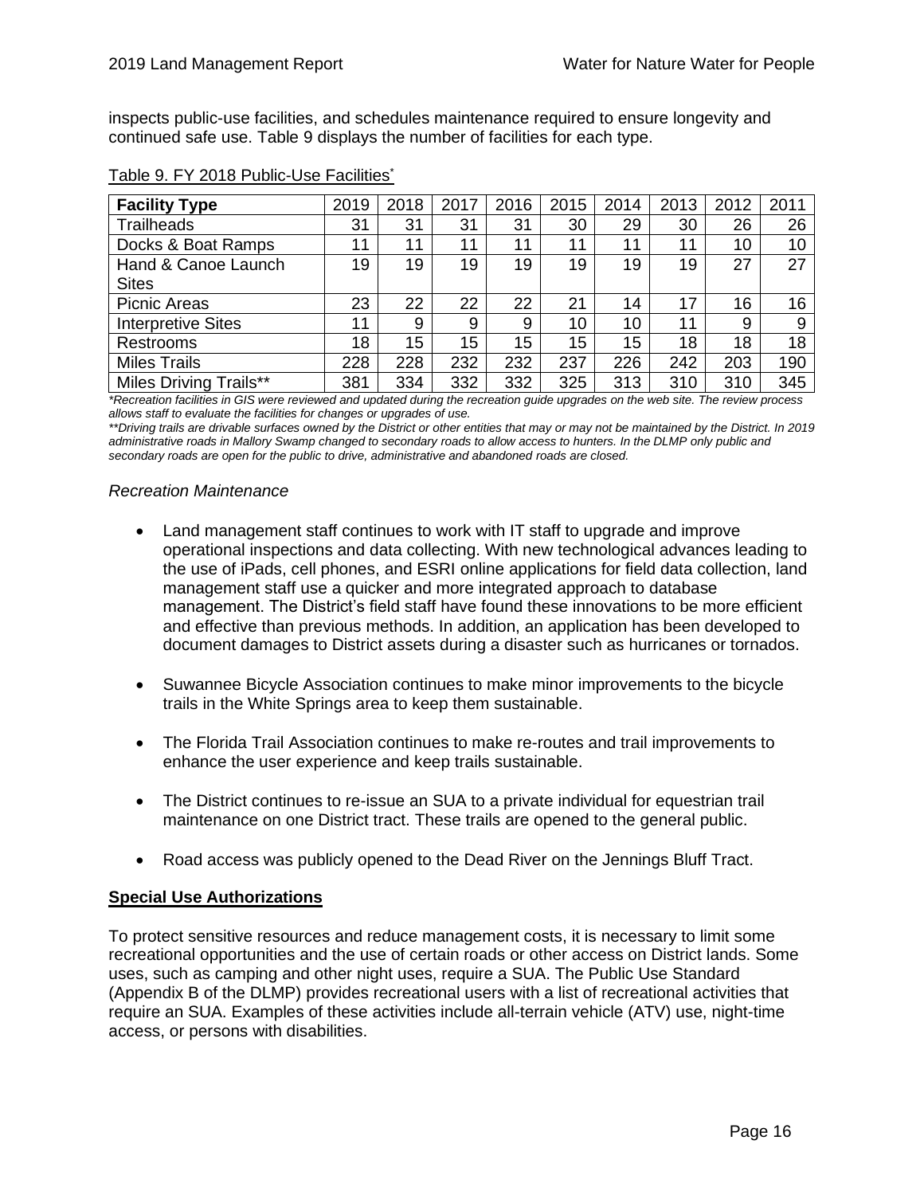inspects public-use facilities, and schedules maintenance required to ensure longevity and continued safe use. Table 9 displays the number of facilities for each type.

Table 9. FY 2018 Public-Use Facilities*

| Facility Type | 2019 | 2018 | 2017 | 2016 | 2015 | 2014 | 2013 | 2012 | 2011 |
|---|---|---|---|---|---|---|---|---|---|
| Trailheads | 31 | 31 | 31 | 31 | 30 | 29 | 30 | 26 | 26 |
| Docks & Boat Ramps | 11 | 11 | 11 | 11 | 11 | 11 | 11 | 10 | 10 |
| Hand & Canoe Launch Sites | 19 | 19 | 19 | 19 | 19 | 19 | 19 | 27 | 27 |
| Picnic Areas | 23 | 22 | 22 | 22 | 21 | 14 | 17 | 16 | 16 |
| Interpretive Sites | 11 | 9 | 9 | 9 | 10 | 10 | 11 | 9 | 9 |
| Restrooms | 18 | 15 | 15 | 15 | 15 | 15 | 18 | 18 | 18 |
| Miles Trails | 228 | 228 | 232 | 232 | 237 | 226 | 242 | 203 | 190 |
| Miles Driving Trails** | 381 | 334 | 332 | 332 | 325 | 313 | 310 | 310 | 345 |

*\*Recreation facilities in GIS were reviewed and updated during the recreation guide upgrades on the web site. The review process allows staff to evaluate the facilities for changes or upgrades of use.*

*\*\*Driving trails are drivable surfaces owned by the District or other entities that may or may not be maintained by the District. In 2019 administrative roads in Mallory Swamp changed to secondary roads to allow access to hunters. In the DLMP only public and secondary roads are open for the public to drive, administrative and abandoned roads are closed.*

*Recreation Maintenance*

- Land management staff continues to work with IT staff to upgrade and improve operational inspections and data collecting. With new technological advances leading to the use of iPads, cell phones, and ESRI online applications for field data collection, land management staff use a quicker and more integrated approach to database management. The District's field staff have found these innovations to be more efficient and effective than previous methods. In addition, an application has been developed to document damages to District assets during a disaster such as hurricanes or tornados.

- Suwannee Bicycle Association continues to make minor improvements to the bicycle trails in the White Springs area to keep them sustainable.

- The Florida Trail Association continues to make re-routes and trail improvements to enhance the user experience and keep trails sustainable.

- The District continues to re-issue an SUA to a private individual for equestrian trail maintenance on one District tract. These trails are opened to the general public.

- Road access was publicly opened to the Dead River on the Jennings Bluff Tract.

## Special Use Authorizations

To protect sensitive resources and reduce management costs, it is necessary to limit some recreational opportunities and the use of certain roads or other access on District lands. Some uses, such as camping and other night uses, require a SUA. The Public Use Standard (Appendix B of the DLMP) provides recreational users with a list of recreational activities that require an SUA. Examples of these activities include all-terrain vehicle (ATV) use, night-time access, or persons with disabilities.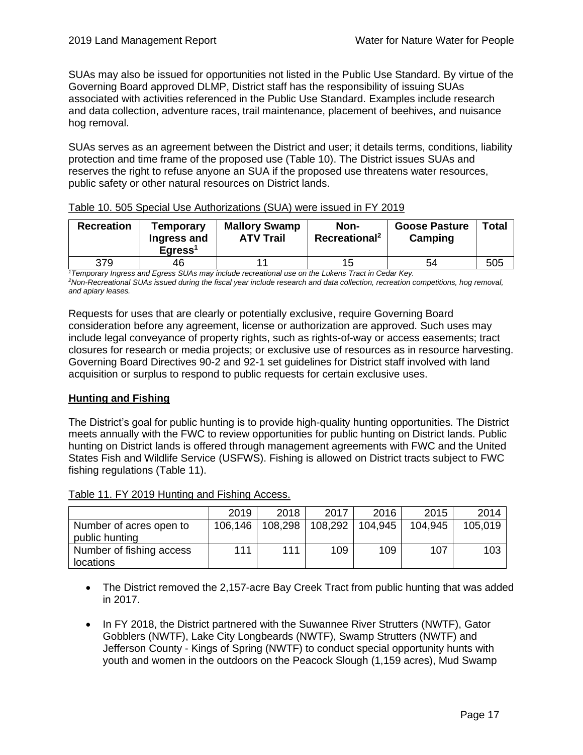SUAs may also be issued for opportunities not listed in the Public Use Standard. By virtue of the Governing Board approved DLMP, District staff has the responsibility of issuing SUAs associated with activities referenced in the Public Use Standard. Examples include research and data collection, adventure races, trail maintenance, placement of beehives, and nuisance hog removal.

SUAs serves as an agreement between the District and user; it details terms, conditions, liability protection and time frame of the proposed use (Table 10). The District issues SUAs and reserves the right to refuse anyone an SUA if the proposed use threatens water resources, public safety or other natural resources on District lands.

Table 10. 505 Special Use Authorizations (SUA) were issued in FY 2019

| Recreation | Temporary Ingress and Egress[1] | Mallory Swamp ATV Trail | Non-Recreational[2] | Goose Pasture Camping | Total |
|---|---|---|---|---|---|
| 379 | 46 | 11 | 15 | 54 | 505 |

*[1]Temporary Ingress and Egress SUAs may include recreational use on the Lukens Tract in Cedar Key.*
*[2]Non-Recreational SUAs issued during the fiscal year include research and data collection, recreation competitions, hog removal, and apiary leases.*

Requests for uses that are clearly or potentially exclusive, require Governing Board consideration before any agreement, license or authorization are approved. Such uses may include legal conveyance of property rights, such as rights-of-way or access easements; tract closures for research or media projects; or exclusive use of resources as in resource harvesting. Governing Board Directives 90-2 and 92-1 set guidelines for District staff involved with land acquisition or surplus to respond to public requests for certain exclusive uses.

## Hunting and Fishing

The District's goal for public hunting is to provide high-quality hunting opportunities. The District meets annually with the FWC to review opportunities for public hunting on District lands. Public hunting on District lands is offered through management agreements with FWC and the United States Fish and Wildlife Service (USFWS). Fishing is allowed on District tracts subject to FWC fishing regulations (Table 11).

Table 11. FY 2019 Hunting and Fishing Access.

| | 2019 | 2018 | 2017 | 2016 | 2015 | 2014 |
|---|---|---|---|---|---|---|
| Number of acres open to public hunting | 106,146 | 108,298 | 108,292 | 104,945 | 104,945 | 105,019 |
| Number of fishing access locations | 111 | 111 | 109 | 109 | 107 | 103 |

- The District removed the 2,157-acre Bay Creek Tract from public hunting that was added in 2017.
- In FY 2018, the District partnered with the Suwannee River Strutters (NWTF), Gator Gobblers (NWTF), Lake City Longbeards (NWTF), Swamp Strutters (NWTF) and Jefferson County - Kings of Spring (NWTF) to conduct special opportunity hunts with youth and women in the outdoors on the Peacock Slough (1,159 acres), Mud Swamp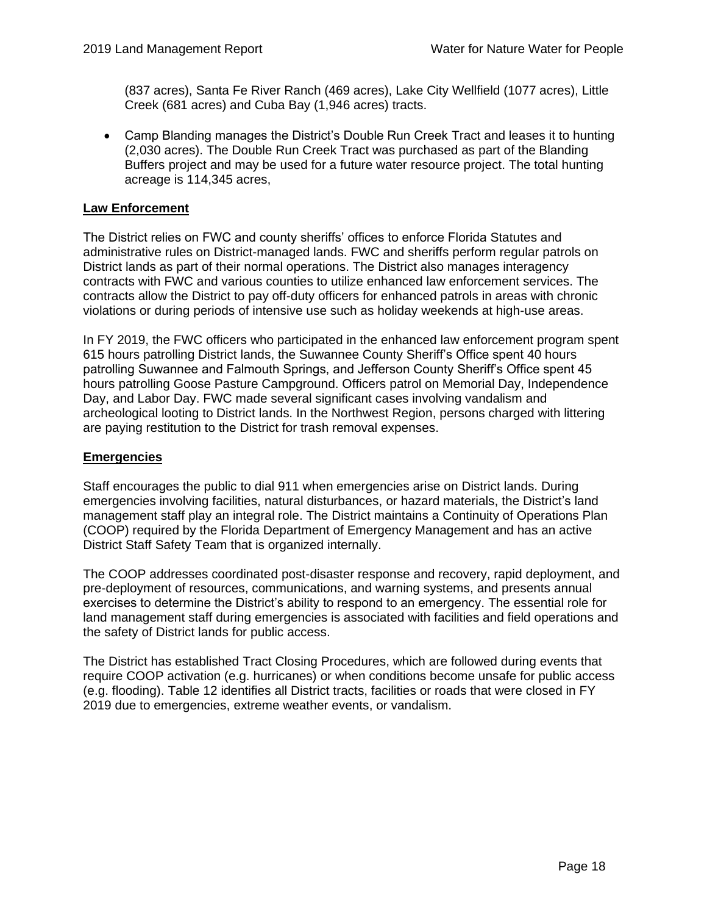(837 acres), Santa Fe River Ranch (469 acres), Lake City Wellfield (1077 acres), Little Creek (681 acres) and Cuba Bay (1,946 acres) tracts.

- Camp Blanding manages the District's Double Run Creek Tract and leases it to hunting (2,030 acres). The Double Run Creek Tract was purchased as part of the Blanding Buffers project and may be used for a future water resource project. The total hunting acreage is 114,345 acres,

## Law Enforcement

The District relies on FWC and county sheriffs' offices to enforce Florida Statutes and administrative rules on District-managed lands. FWC and sheriffs perform regular patrols on District lands as part of their normal operations. The District also manages interagency contracts with FWC and various counties to utilize enhanced law enforcement services. The contracts allow the District to pay off-duty officers for enhanced patrols in areas with chronic violations or during periods of intensive use such as holiday weekends at high-use areas.

In FY 2019, the FWC officers who participated in the enhanced law enforcement program spent 615 hours patrolling District lands, the Suwannee County Sheriff's Office spent 40 hours patrolling Suwannee and Falmouth Springs, and Jefferson County Sheriff's Office spent 45 hours patrolling Goose Pasture Campground. Officers patrol on Memorial Day, Independence Day, and Labor Day. FWC made several significant cases involving vandalism and archeological looting to District lands. In the Northwest Region, persons charged with littering are paying restitution to the District for trash removal expenses.

## Emergencies

Staff encourages the public to dial 911 when emergencies arise on District lands. During emergencies involving facilities, natural disturbances, or hazard materials, the District's land management staff play an integral role. The District maintains a Continuity of Operations Plan (COOP) required by the Florida Department of Emergency Management and has an active District Staff Safety Team that is organized internally.

The COOP addresses coordinated post-disaster response and recovery, rapid deployment, and pre-deployment of resources, communications, and warning systems, and presents annual exercises to determine the District's ability to respond to an emergency. The essential role for land management staff during emergencies is associated with facilities and field operations and the safety of District lands for public access.

The District has established Tract Closing Procedures, which are followed during events that require COOP activation (e.g. hurricanes) or when conditions become unsafe for public access (e.g. flooding). Table 12 identifies all District tracts, facilities or roads that were closed in FY 2019 due to emergencies, extreme weather events, or vandalism.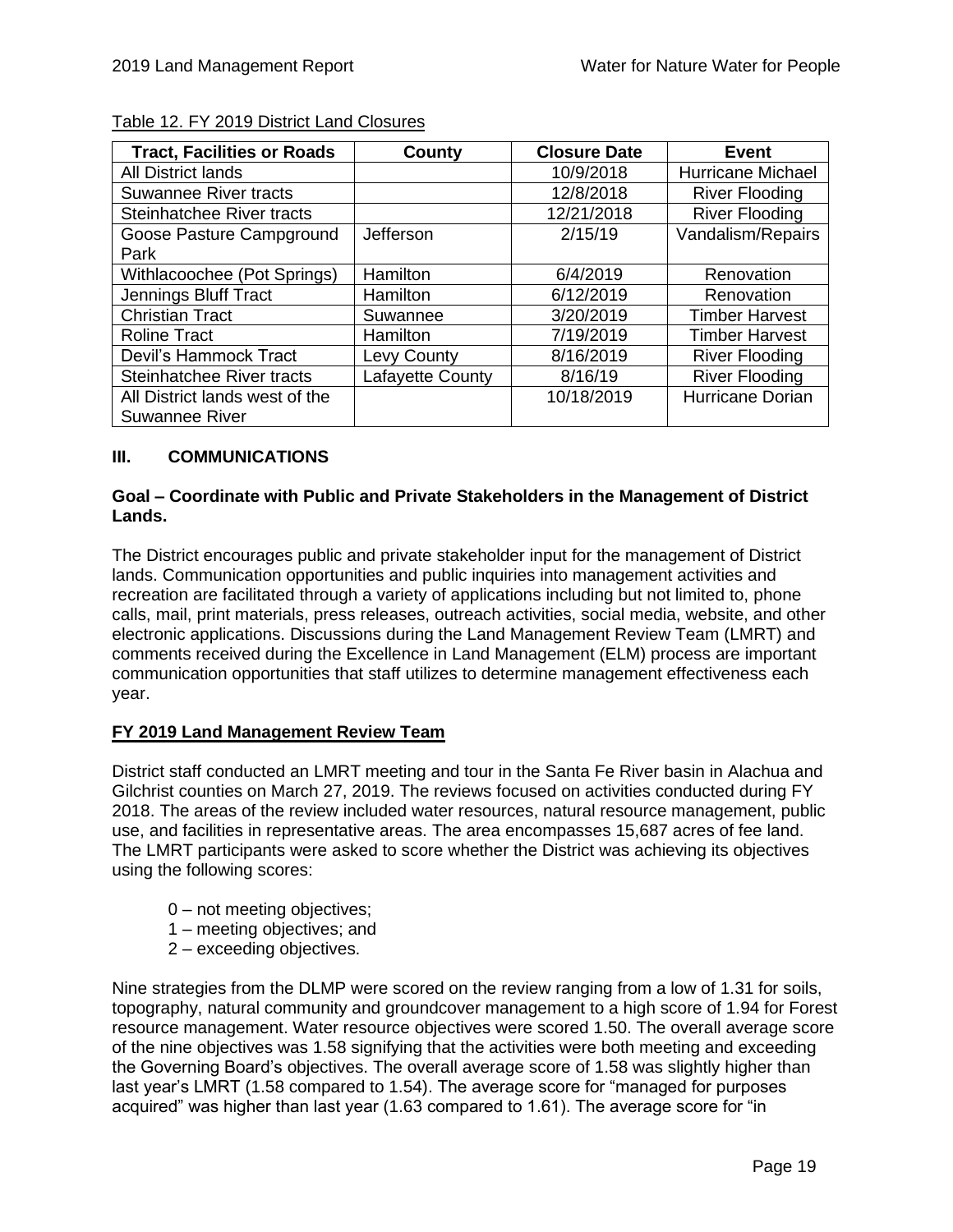Table 12. FY 2019 District Land Closures

| Tract, Facilities or Roads | County | Closure Date | Event |
|---|---|---|---|
| All District lands | | 10/9/2018 | Hurricane Michael |
| Suwannee River tracts | | 12/8/2018 | River Flooding |
| Steinhatchee River tracts | | 12/21/2018 | River Flooding |
| Goose Pasture Campground Park | Jefferson | 2/15/19 | Vandalism/Repairs |
| Withlacoochee (Pot Springs) | Hamilton | 6/4/2019 | Renovation |
| Jennings Bluff Tract | Hamilton | 6/12/2019 | Renovation |
| Christian Tract | Suwannee | 3/20/2019 | Timber Harvest |
| Roline Tract | Hamilton | 7/19/2019 | Timber Harvest |
| Devil's Hammock Tract | Levy County | 8/16/2019 | River Flooding |
| Steinhatchee River tracts | Lafayette County | 8/16/19 | River Flooding |
| All District lands west of the Suwannee River | | 10/18/2019 | Hurricane Dorian |

## III. COMMUNICATIONS

**Goal – Coordinate with Public and Private Stakeholders in the Management of District Lands.**

The District encourages public and private stakeholder input for the management of District lands. Communication opportunities and public inquiries into management activities and recreation are facilitated through a variety of applications including but not limited to, phone calls, mail, print materials, press releases, outreach activities, social media, website, and other electronic applications. Discussions during the Land Management Review Team (LMRT) and comments received during the Excellence in Land Management (ELM) process are important communication opportunities that staff utilizes to determine management effectiveness each year.

**FY 2019 Land Management Review Team**

District staff conducted an LMRT meeting and tour in the Santa Fe River basin in Alachua and Gilchrist counties on March 27, 2019. The reviews focused on activities conducted during FY 2018. The areas of the review included water resources, natural resource management, public use, and facilities in representative areas. The area encompasses 15,687 acres of fee land. The LMRT participants were asked to score whether the District was achieving its objectives using the following scores:

- 0 – not meeting objectives;
- 1 – meeting objectives; and
- 2 – exceeding objectives.

Nine strategies from the DLMP were scored on the review ranging from a low of 1.31 for soils, topography, natural community and groundcover management to a high score of 1.94 for Forest resource management. Water resource objectives were scored 1.50. The overall average score of the nine objectives was 1.58 signifying that the activities were both meeting and exceeding the Governing Board's objectives. The overall average score of 1.58 was slightly higher than last year's LMRT (1.58 compared to 1.54). The average score for "managed for purposes acquired" was higher than last year (1.63 compared to 1.61). The average score for "in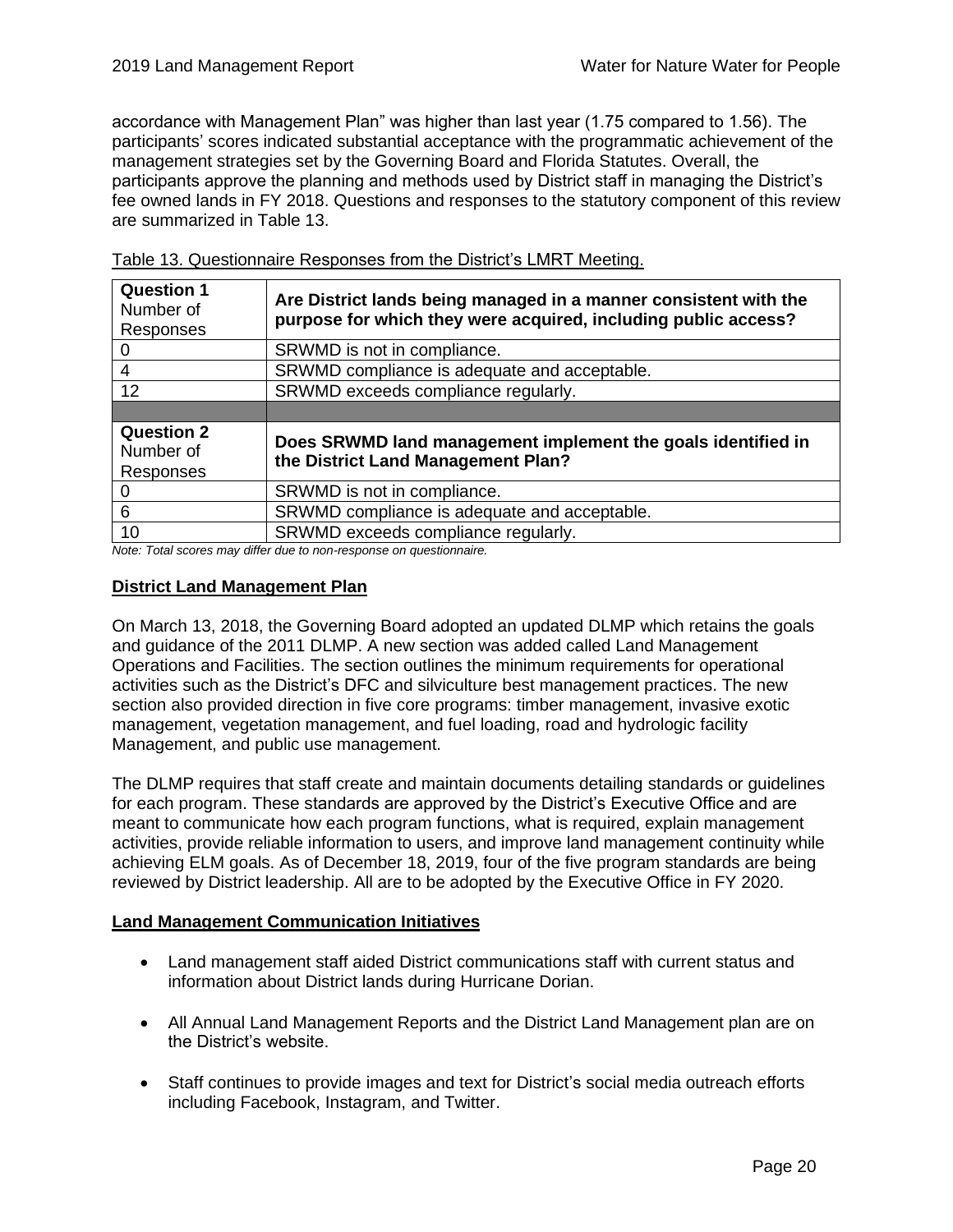accordance with Management Plan" was higher than last year (1.75 compared to 1.56). The participants' scores indicated substantial acceptance with the programmatic achievement of the management strategies set by the Governing Board and Florida Statutes. Overall, the participants approve the planning and methods used by District staff in managing the District's fee owned lands in FY 2018. Questions and responses to the statutory component of this review are summarized in Table 13.

Table 13. Questionnaire Responses from the District's LMRT Meeting.

| **Question 1** Number of Responses | **Are District lands being managed in a manner consistent with the purpose for which they were acquired, including public access?** |
|---|---|
| 0 | SRWMD is not in compliance. |
| 4 | SRWMD compliance is adequate and acceptable. |
| 12 | SRWMD exceeds compliance regularly. |
| | |
| **Question 2** Number of Responses | **Does SRWMD land management implement the goals identified in the District Land Management Plan?** |
| 0 | SRWMD is not in compliance. |
| 6 | SRWMD compliance is adequate and acceptable. |
| 10 | SRWMD exceeds compliance regularly. |

*Note: Total scores may differ due to non-response on questionnaire.*

## District Land Management Plan

On March 13, 2018, the Governing Board adopted an updated DLMP which retains the goals and guidance of the 2011 DLMP. A new section was added called Land Management Operations and Facilities. The section outlines the minimum requirements for operational activities such as the District's DFC and silviculture best management practices. The new section also provided direction in five core programs: timber management, invasive exotic management, vegetation management, and fuel loading, road and hydrologic facility Management, and public use management.

The DLMP requires that staff create and maintain documents detailing standards or guidelines for each program. These standards are approved by the District's Executive Office and are meant to communicate how each program functions, what is required, explain management activities, provide reliable information to users, and improve land management continuity while achieving ELM goals. As of December 18, 2019, four of the five program standards are being reviewed by District leadership. All are to be adopted by the Executive Office in FY 2020.

## Land Management Communication Initiatives

- Land management staff aided District communications staff with current status and information about District lands during Hurricane Dorian.
- All Annual Land Management Reports and the District Land Management plan are on the District's website.
- Staff continues to provide images and text for District's social media outreach efforts including Facebook, Instagram, and Twitter.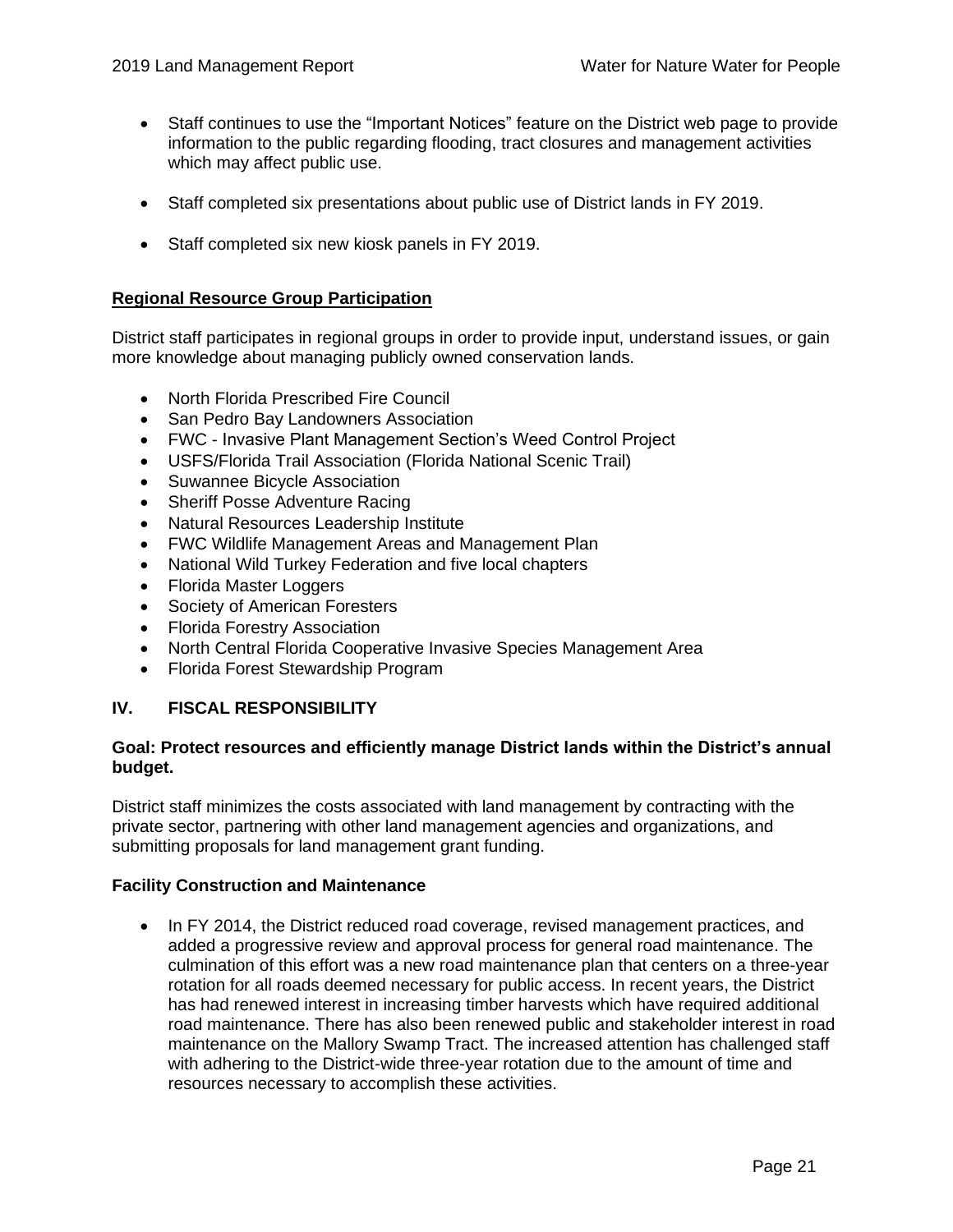- Staff continues to use the "Important Notices" feature on the District web page to provide information to the public regarding flooding, tract closures and management activities which may affect public use.
- Staff completed six presentations about public use of District lands in FY 2019.
- Staff completed six new kiosk panels in FY 2019.

## Regional Resource Group Participation

District staff participates in regional groups in order to provide input, understand issues, or gain more knowledge about managing publicly owned conservation lands.

- North Florida Prescribed Fire Council
- San Pedro Bay Landowners Association
- FWC - Invasive Plant Management Section's Weed Control Project
- USFS/Florida Trail Association (Florida National Scenic Trail)
- Suwannee Bicycle Association
- Sheriff Posse Adventure Racing
- Natural Resources Leadership Institute
- FWC Wildlife Management Areas and Management Plan
- National Wild Turkey Federation and five local chapters
- Florida Master Loggers
- Society of American Foresters
- Florida Forestry Association
- North Central Florida Cooperative Invasive Species Management Area
- Florida Forest Stewardship Program

# IV. FISCAL RESPONSIBILITY

### Goal: Protect resources and efficiently manage District lands within the District's annual budget.

District staff minimizes the costs associated with land management by contracting with the private sector, partnering with other land management agencies and organizations, and submitting proposals for land management grant funding.

### Facility Construction and Maintenance

- In FY 2014, the District reduced road coverage, revised management practices, and added a progressive review and approval process for general road maintenance. The culmination of this effort was a new road maintenance plan that centers on a three-year rotation for all roads deemed necessary for public access. In recent years, the District has had renewed interest in increasing timber harvests which have required additional road maintenance. There has also been renewed public and stakeholder interest in road maintenance on the Mallory Swamp Tract. The increased attention has challenged staff with adhering to the District-wide three-year rotation due to the amount of time and resources necessary to accomplish these activities.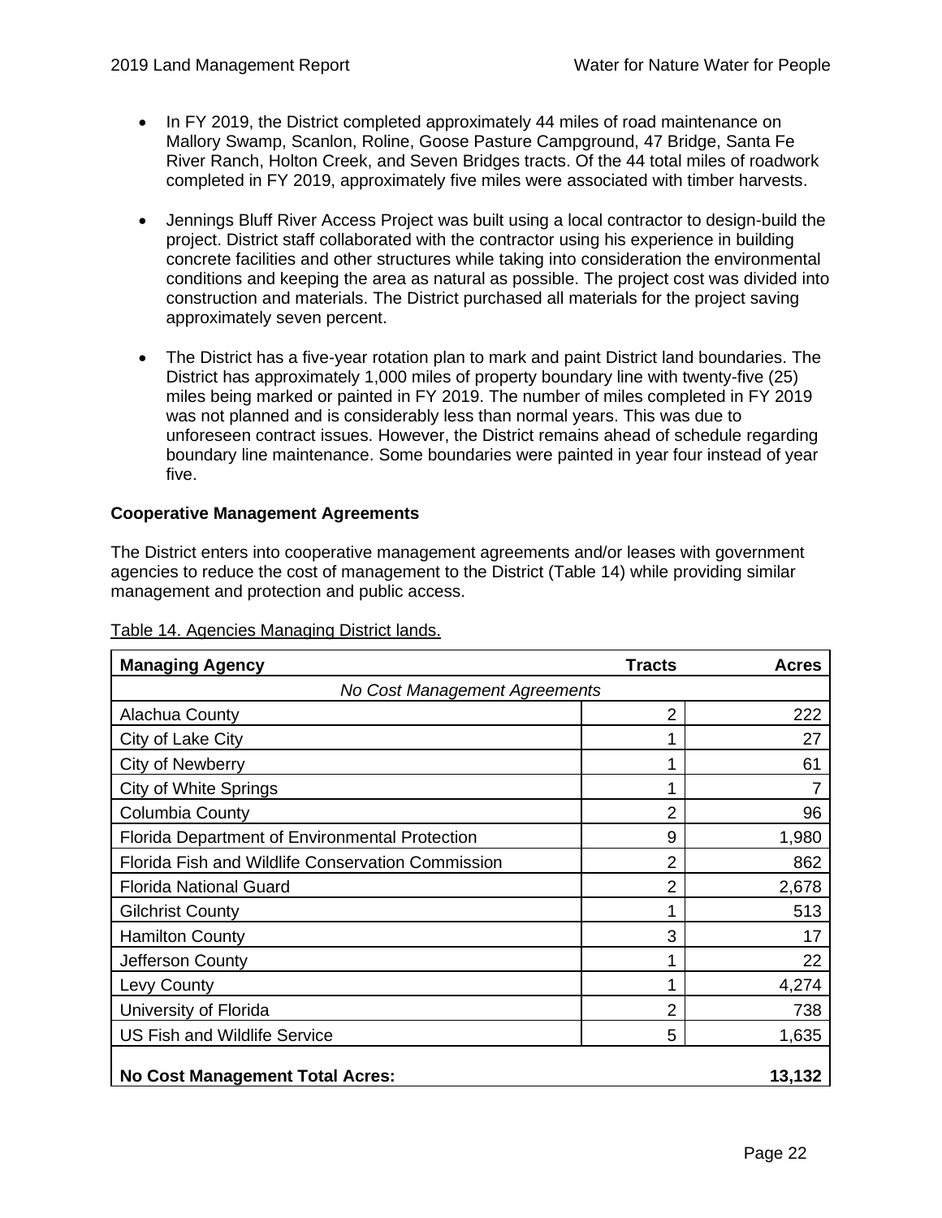- In FY 2019, the District completed approximately 44 miles of road maintenance on Mallory Swamp, Scanlon, Roline, Goose Pasture Campground, 47 Bridge, Santa Fe River Ranch, Holton Creek, and Seven Bridges tracts. Of the 44 total miles of roadwork completed in FY 2019, approximately five miles were associated with timber harvests.

- Jennings Bluff River Access Project was built using a local contractor to design-build the project. District staff collaborated with the contractor using his experience in building concrete facilities and other structures while taking into consideration the environmental conditions and keeping the area as natural as possible. The project cost was divided into construction and materials. The District purchased all materials for the project saving approximately seven percent.

- The District has a five-year rotation plan to mark and paint District land boundaries. The District has approximately 1,000 miles of property boundary line with twenty-five (25) miles being marked or painted in FY 2019. The number of miles completed in FY 2019 was not planned and is considerably less than normal years. This was due to unforeseen contract issues. However, the District remains ahead of schedule regarding boundary line maintenance. Some boundaries were painted in year four instead of year five.

**Cooperative Management Agreements**

The District enters into cooperative management agreements and/or leases with government agencies to reduce the cost of management to the District (Table 14) while providing similar management and protection and public access.

Table 14. Agencies Managing District lands.

| Managing Agency | Tracts | Acres |
|---|---|---|
| *No Cost Management Agreements* | | |
| Alachua County | 2 | 222 |
| City of Lake City | 1 | 27 |
| City of Newberry | 1 | 61 |
| City of White Springs | 1 | 7 |
| Columbia County | 2 | 96 |
| Florida Department of Environmental Protection | 9 | 1,980 |
| Florida Fish and Wildlife Conservation Commission | 2 | 862 |
| Florida National Guard | 2 | 2,678 |
| Gilchrist County | 1 | 513 |
| Hamilton County | 3 | 17 |
| Jefferson County | 1 | 22 |
| Levy County | 1 | 4,274 |
| University of Florida | 2 | 738 |
| US Fish and Wildlife Service | 5 | 1,635 |
| **No Cost Management Total Acres:** | | **13,132** |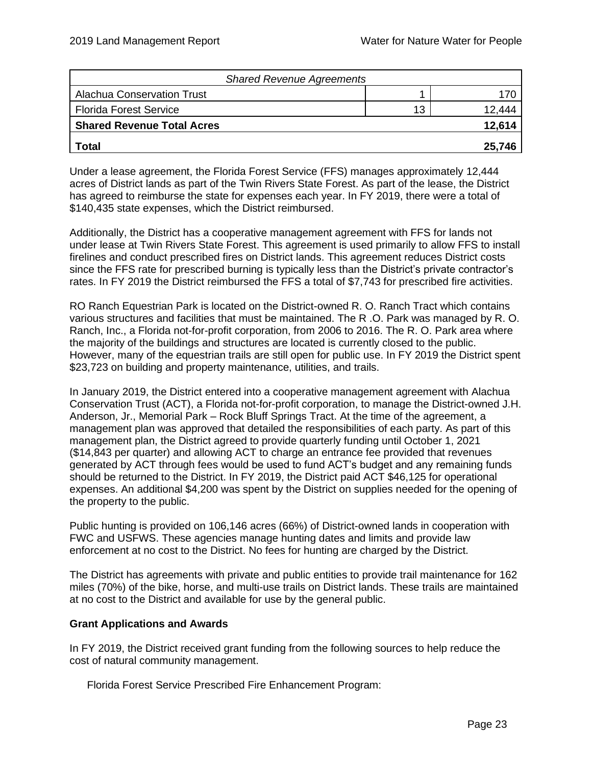| *Shared Revenue Agreements* | | |
|---|---|---|
| Alachua Conservation Trust | 1 | 170 |
| Florida Forest Service | 13 | 12,444 |
| **Shared Revenue Total Acres** | | **12,614** |
| **Total** | | **25,746** |

Under a lease agreement, the Florida Forest Service (FFS) manages approximately 12,444 acres of District lands as part of the Twin Rivers State Forest. As part of the lease, the District has agreed to reimburse the state for expenses each year. In FY 2019, there were a total of $140,435 state expenses, which the District reimbursed.

Additionally, the District has a cooperative management agreement with FFS for lands not under lease at Twin Rivers State Forest. This agreement is used primarily to allow FFS to install firelines and conduct prescribed fires on District lands. This agreement reduces District costs since the FFS rate for prescribed burning is typically less than the District's private contractor's rates. In FY 2019 the District reimbursed the FFS a total of $7,743 for prescribed fire activities.

RO Ranch Equestrian Park is located on the District-owned R. O. Ranch Tract which contains various structures and facilities that must be maintained. The R .O. Park was managed by R. O. Ranch, Inc., a Florida not-for-profit corporation, from 2006 to 2016. The R. O. Park area where the majority of the buildings and structures are located is currently closed to the public. However, many of the equestrian trails are still open for public use. In FY 2019 the District spent $23,723 on building and property maintenance, utilities, and trails.

In January 2019, the District entered into a cooperative management agreement with Alachua Conservation Trust (ACT), a Florida not-for-profit corporation, to manage the District-owned J.H. Anderson, Jr., Memorial Park – Rock Bluff Springs Tract. At the time of the agreement, a management plan was approved that detailed the responsibilities of each party. As part of this management plan, the District agreed to provide quarterly funding until October 1, 2021 ($14,843 per quarter) and allowing ACT to charge an entrance fee provided that revenues generated by ACT through fees would be used to fund ACT's budget and any remaining funds should be returned to the District. In FY 2019, the District paid ACT $46,125 for operational expenses. An additional $4,200 was spent by the District on supplies needed for the opening of the property to the public.

Public hunting is provided on 106,146 acres (66%) of District-owned lands in cooperation with FWC and USFWS. These agencies manage hunting dates and limits and provide law enforcement at no cost to the District. No fees for hunting are charged by the District.

The District has agreements with private and public entities to provide trail maintenance for 162 miles (70%) of the bike, horse, and multi-use trails on District lands. These trails are maintained at no cost to the District and available for use by the general public.

**Grant Applications and Awards**

In FY 2019, the District received grant funding from the following sources to help reduce the cost of natural community management.

Florida Forest Service Prescribed Fire Enhancement Program: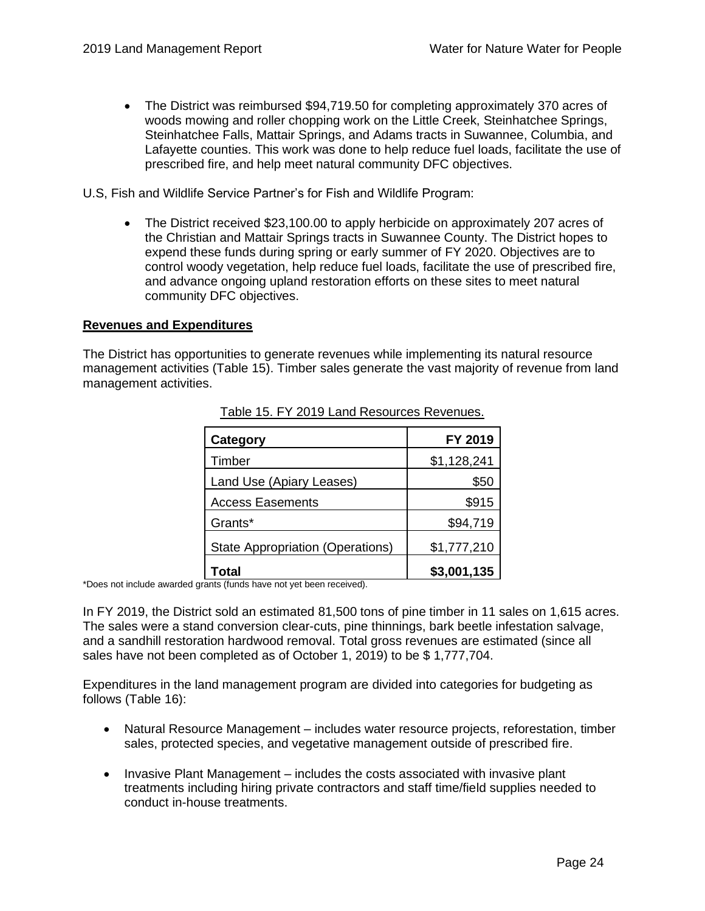- The District was reimbursed $94,719.50 for completing approximately 370 acres of woods mowing and roller chopping work on the Little Creek, Steinhatchee Springs, Steinhatchee Falls, Mattair Springs, and Adams tracts in Suwannee, Columbia, and Lafayette counties. This work was done to help reduce fuel loads, facilitate the use of prescribed fire, and help meet natural community DFC objectives.

U.S, Fish and Wildlife Service Partner's for Fish and Wildlife Program:

- The District received $23,100.00 to apply herbicide on approximately 207 acres of the Christian and Mattair Springs tracts in Suwannee County. The District hopes to expend these funds during spring or early summer of FY 2020. Objectives are to control woody vegetation, help reduce fuel loads, facilitate the use of prescribed fire, and advance ongoing upland restoration efforts on these sites to meet natural community DFC objectives.

## Revenues and Expenditures

The District has opportunities to generate revenues while implementing its natural resource management activities (Table 15). Timber sales generate the vast majority of revenue from land management activities.

Table 15. FY 2019 Land Resources Revenues.

| Category | FY 2019 |
|---|---:|
| Timber | $1,128,241 |
| Land Use (Apiary Leases) | $50 |
| Access Easements | $915 |
| Grants* | $94,719 |
| State Appropriation (Operations) | $1,777,210 |
| **Total** | **$3,001,135** |

*Does not include awarded grants (funds have not yet been received).

In FY 2019, the District sold an estimated 81,500 tons of pine timber in 11 sales on 1,615 acres. The sales were a stand conversion clear-cuts, pine thinnings, bark beetle infestation salvage, and a sandhill restoration hardwood removal. Total gross revenues are estimated (since all sales have not been completed as of October 1, 2019) to be $ 1,777,704.

Expenditures in the land management program are divided into categories for budgeting as follows (Table 16):

- Natural Resource Management – includes water resource projects, reforestation, timber sales, protected species, and vegetative management outside of prescribed fire.
- Invasive Plant Management – includes the costs associated with invasive plant treatments including hiring private contractors and staff time/field supplies needed to conduct in-house treatments.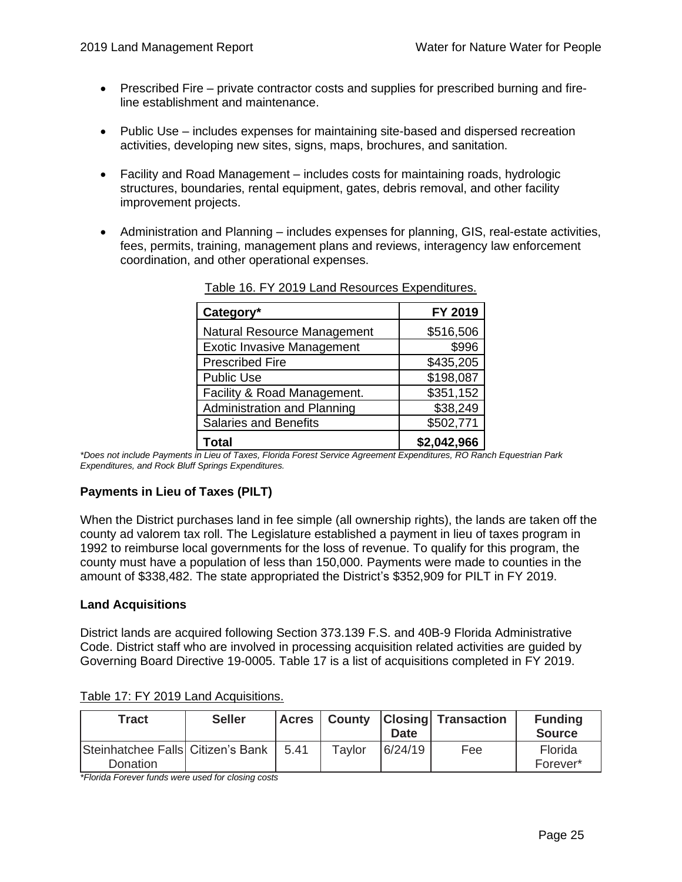- Prescribed Fire – private contractor costs and supplies for prescribed burning and fire-line establishment and maintenance.

- Public Use – includes expenses for maintaining site-based and dispersed recreation activities, developing new sites, signs, maps, brochures, and sanitation.

- Facility and Road Management – includes costs for maintaining roads, hydrologic structures, boundaries, rental equipment, gates, debris removal, and other facility improvement projects.

- Administration and Planning – includes expenses for planning, GIS, real-estate activities, fees, permits, training, management plans and reviews, interagency law enforcement coordination, and other operational expenses.

Table 16. FY 2019 Land Resources Expenditures.

| Category* | FY 2019 |
|---|---|
| Natural Resource Management | $516,506 |
| Exotic Invasive Management | $996 |
| Prescribed Fire | $435,205 |
| Public Use | $198,087 |
| Facility & Road Management. | $351,152 |
| Administration and Planning | $38,249 |
| Salaries and Benefits | $502,771 |
| **Total** | **$2,042,966** |

*\*Does not include Payments in Lieu of Taxes, Florida Forest Service Agreement Expenditures, RO Ranch Equestrian Park Expenditures, and Rock Bluff Springs Expenditures.*

### Payments in Lieu of Taxes (PILT)

When the District purchases land in fee simple (all ownership rights), the lands are taken off the county ad valorem tax roll. The Legislature established a payment in lieu of taxes program in 1992 to reimburse local governments for the loss of revenue. To qualify for this program, the county must have a population of less than 150,000. Payments were made to counties in the amount of $338,482. The state appropriated the District's $352,909 for PILT in FY 2019.

### Land Acquisitions

District lands are acquired following Section 373.139 F.S. and 40B-9 Florida Administrative Code. District staff who are involved in processing acquisition related activities are guided by Governing Board Directive 19-0005. Table 17 is a list of acquisitions completed in FY 2019.

Table 17: FY 2019 Land Acquisitions.

| Tract | Seller | Acres | County | Closing Date | Transaction | Funding Source |
|---|---|---|---|---|---|---|
| Steinhatchee Falls Donation | Citizen's Bank | 5.41 | Taylor | 6/24/19 | Fee | Florida Forever* |

*\*Florida Forever funds were used for closing costs*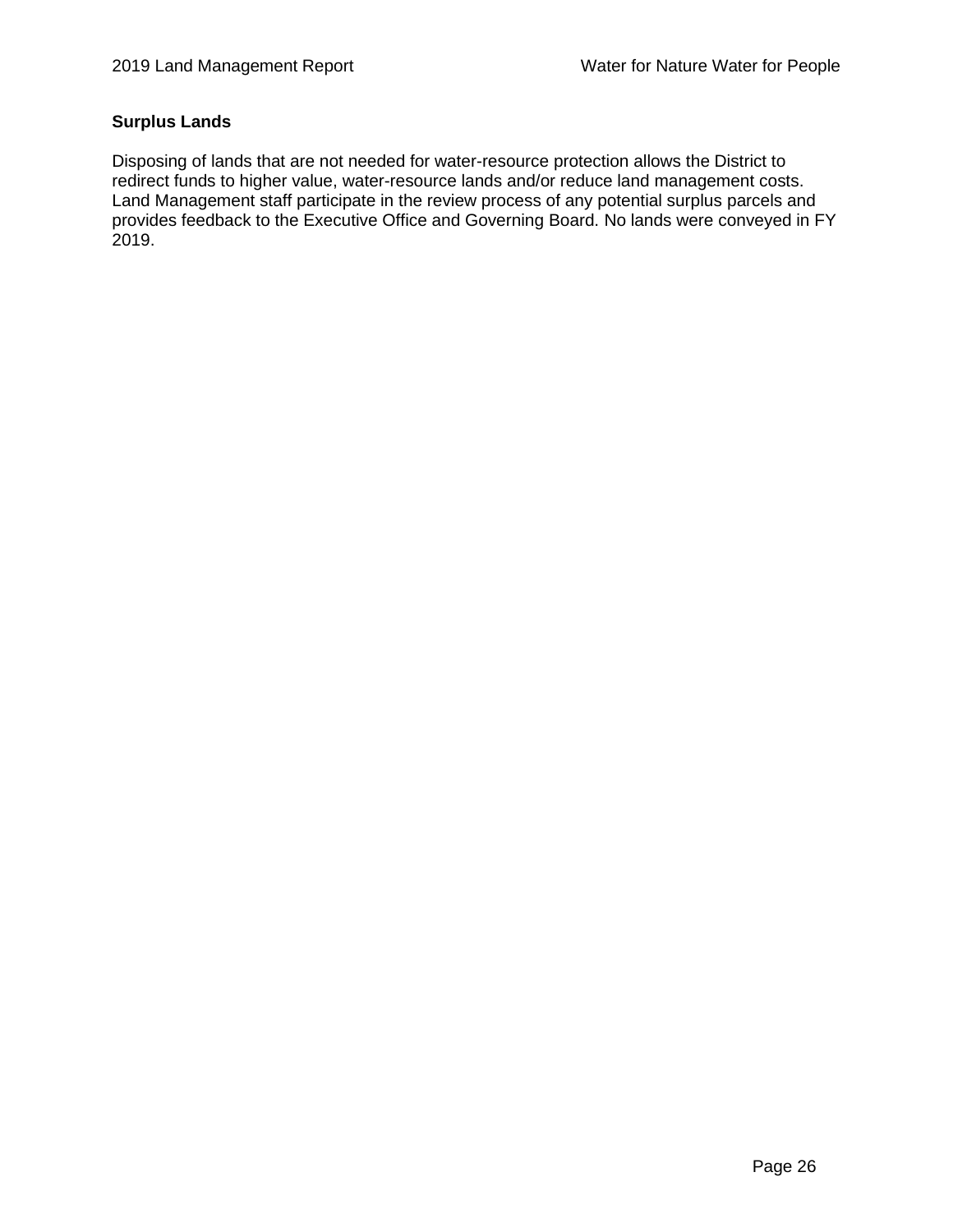### Surplus Lands

Disposing of lands that are not needed for water-resource protection allows the District to redirect funds to higher value, water-resource lands and/or reduce land management costs. Land Management staff participate in the review process of any potential surplus parcels and provides feedback to the Executive Office and Governing Board. No lands were conveyed in FY 2019.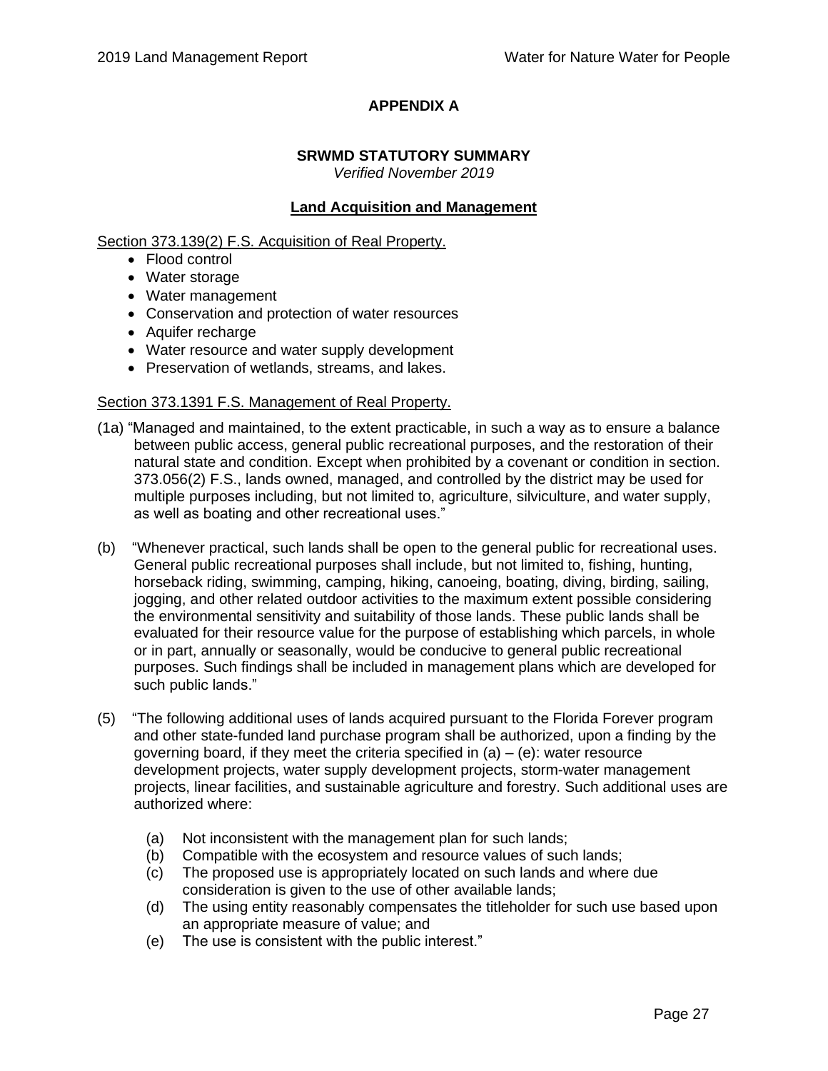# APPENDIX A

## SRWMD STATUTORY SUMMARY

*Verified November 2019*

### Land Acquisition and Management

Section 373.139(2) F.S. Acquisition of Real Property.

- Flood control
- Water storage
- Water management
- Conservation and protection of water resources
- Aquifer recharge
- Water resource and water supply development
- Preservation of wetlands, streams, and lakes.

Section 373.1391 F.S. Management of Real Property.

(1a) "Managed and maintained, to the extent practicable, in such a way as to ensure a balance between public access, general public recreational purposes, and the restoration of their natural state and condition. Except when prohibited by a covenant or condition in section. 373.056(2) F.S., lands owned, managed, and controlled by the district may be used for multiple purposes including, but not limited to, agriculture, silviculture, and water supply, as well as boating and other recreational uses."

(b) "Whenever practical, such lands shall be open to the general public for recreational uses. General public recreational purposes shall include, but not limited to, fishing, hunting, horseback riding, swimming, camping, hiking, canoeing, boating, diving, birding, sailing, jogging, and other related outdoor activities to the maximum extent possible considering the environmental sensitivity and suitability of those lands. These public lands shall be evaluated for their resource value for the purpose of establishing which parcels, in whole or in part, annually or seasonally, would be conducive to general public recreational purposes. Such findings shall be included in management plans which are developed for such public lands."

(5) "The following additional uses of lands acquired pursuant to the Florida Forever program and other state-funded land purchase program shall be authorized, upon a finding by the governing board, if they meet the criteria specified in (a) – (e): water resource development projects, water supply development projects, storm-water management projects, linear facilities, and sustainable agriculture and forestry. Such additional uses are authorized where:

(a) Not inconsistent with the management plan for such lands;
(b) Compatible with the ecosystem and resource values of such lands;
(c) The proposed use is appropriately located on such lands and where due consideration is given to the use of other available lands;
(d) The using entity reasonably compensates the titleholder for such use based upon an appropriate measure of value; and
(e) The use is consistent with the public interest."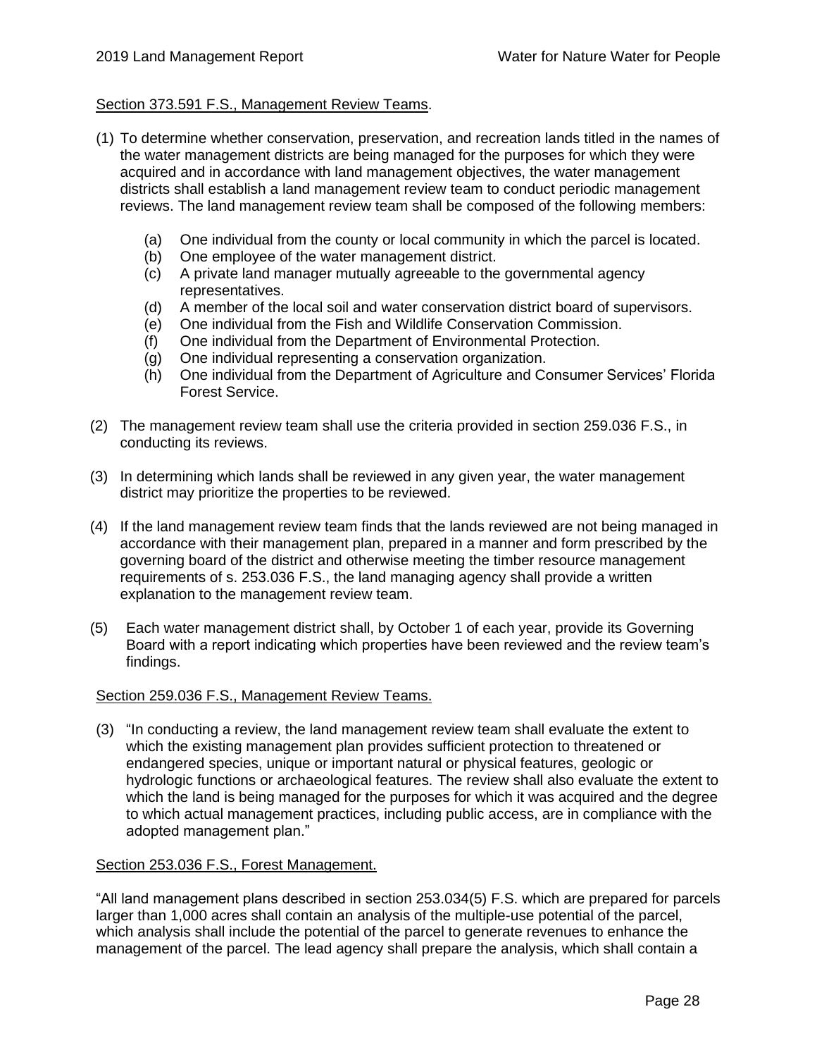Section 373.591 F.S., Management Review Teams.

(1) To determine whether conservation, preservation, and recreation lands titled in the names of the water management districts are being managed for the purposes for which they were acquired and in accordance with land management objectives, the water management districts shall establish a land management review team to conduct periodic management reviews. The land management review team shall be composed of the following members:

   (a) One individual from the county or local community in which the parcel is located.
   (b) One employee of the water management district.
   (c) A private land manager mutually agreeable to the governmental agency representatives.
   (d) A member of the local soil and water conservation district board of supervisors.
   (e) One individual from the Fish and Wildlife Conservation Commission.
   (f) One individual from the Department of Environmental Protection.
   (g) One individual representing a conservation organization.
   (h) One individual from the Department of Agriculture and Consumer Services' Florida Forest Service.

(2) The management review team shall use the criteria provided in section 259.036 F.S., in conducting its reviews.

(3) In determining which lands shall be reviewed in any given year, the water management district may prioritize the properties to be reviewed.

(4) If the land management review team finds that the lands reviewed are not being managed in accordance with their management plan, prepared in a manner and form prescribed by the governing board of the district and otherwise meeting the timber resource management requirements of s. 253.036 F.S., the land managing agency shall provide a written explanation to the management review team.

(5) Each water management district shall, by October 1 of each year, provide its Governing Board with a report indicating which properties have been reviewed and the review team's findings.

Section 259.036 F.S., Management Review Teams.

(3) "In conducting a review, the land management review team shall evaluate the extent to which the existing management plan provides sufficient protection to threatened or endangered species, unique or important natural or physical features, geologic or hydrologic functions or archaeological features. The review shall also evaluate the extent to which the land is being managed for the purposes for which it was acquired and the degree to which actual management practices, including public access, are in compliance with the adopted management plan."

Section 253.036 F.S., Forest Management.

"All land management plans described in section 253.034(5) F.S. which are prepared for parcels larger than 1,000 acres shall contain an analysis of the multiple-use potential of the parcel, which analysis shall include the potential of the parcel to generate revenues to enhance the management of the parcel. The lead agency shall prepare the analysis, which shall contain a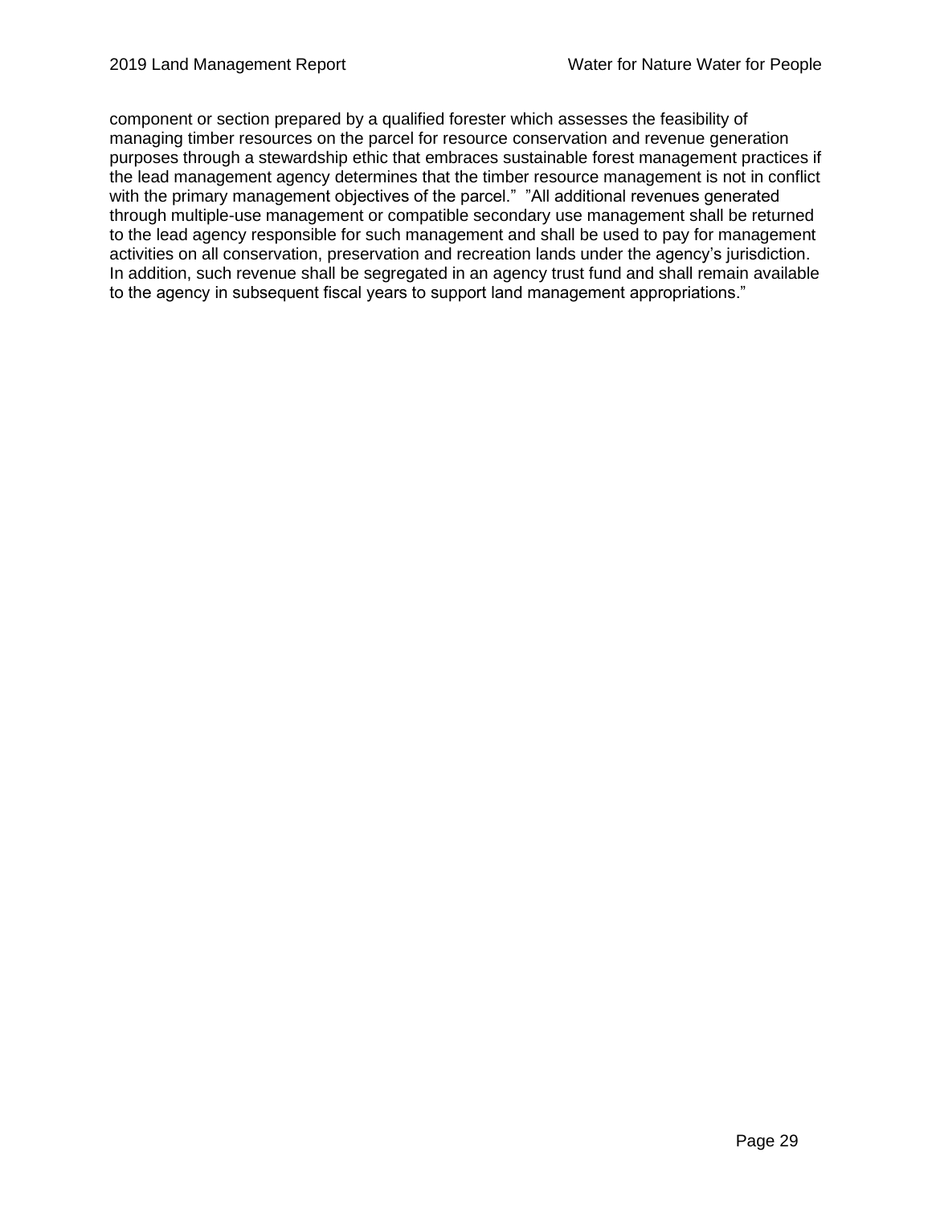component or section prepared by a qualified forester which assesses the feasibility of managing timber resources on the parcel for resource conservation and revenue generation purposes through a stewardship ethic that embraces sustainable forest management practices if the lead management agency determines that the timber resource management is not in conflict with the primary management objectives of the parcel." "All additional revenues generated through multiple-use management or compatible secondary use management shall be returned to the lead agency responsible for such management and shall be used to pay for management activities on all conservation, preservation and recreation lands under the agency's jurisdiction. In addition, such revenue shall be segregated in an agency trust fund and shall remain available to the agency in subsequent fiscal years to support land management appropriations."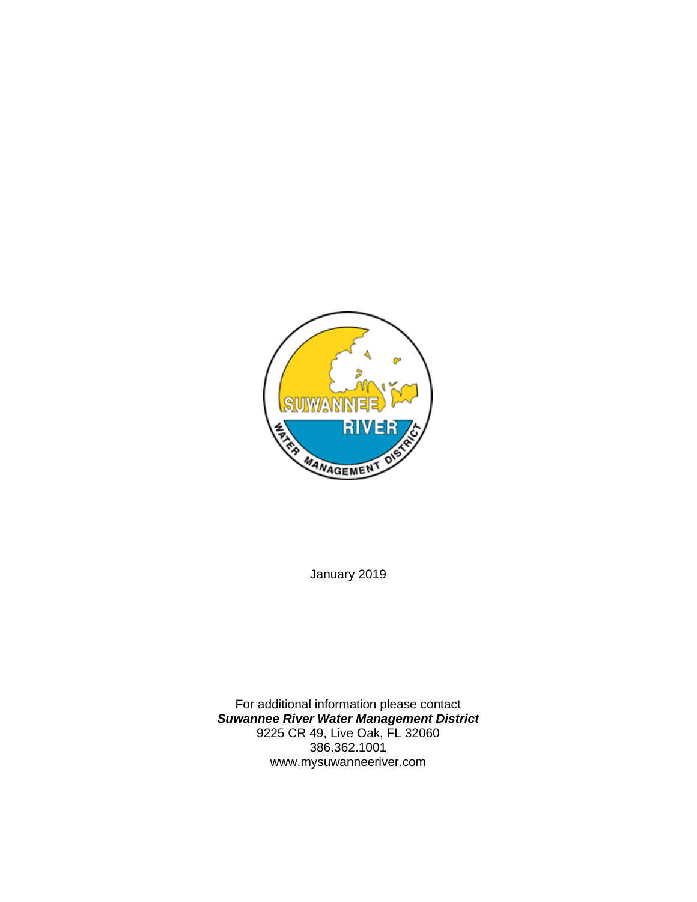January 2019

For additional information please contact
***Suwannee River Water Management District***
9225 CR 49, Live Oak, FL 32060
386.362.1001
www.mysuwanneeriver.com